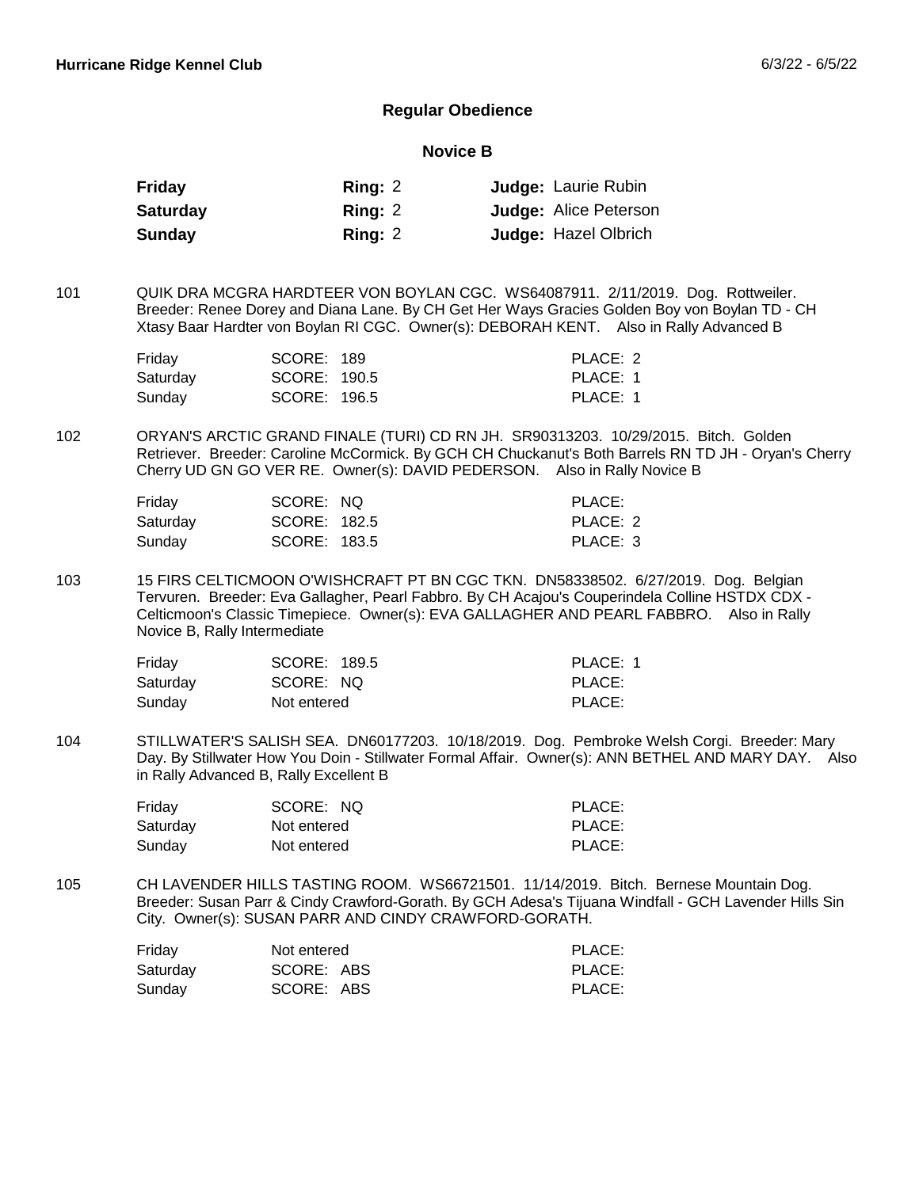**Hurricane Ridge Kennel Club** 6/3/22 - 6/5/22

## Regular Obedience

### Novice B

| | | |
|---|---|---|
| **Friday** | **Ring:** 2 | **Judge:** Laurie Rubin |
| **Saturday** | **Ring:** 2 | **Judge:** Alice Peterson |
| **Sunday** | **Ring:** 2 | **Judge:** Hazel Olbrich |

101 QUIK DRA MCGRA HARDTEER VON BOYLAN CGC. WS64087911. 2/11/2019. Dog. Rottweiler. Breeder: Renee Dorey and Diana Lane. By CH Get Her Ways Gracies Golden Boy von Boylan TD - CH Xtasy Baar Hardter von Boylan RI CGC. Owner(s): DEBORAH KENT. Also in Rally Advanced B

| | | |
|---|---|---|
| Friday | SCORE: 189 | PLACE: 2 |
| Saturday | SCORE: 190.5 | PLACE: 1 |
| Sunday | SCORE: 196.5 | PLACE: 1 |

102 ORYAN'S ARCTIC GRAND FINALE (TURI) CD RN JH. SR90313203. 10/29/2015. Bitch. Golden Retriever. Breeder: Caroline McCormick. By GCH CH Chuckanut's Both Barrels RN TD JH - Oryan's Cherry Cherry UD GN GO VER RE. Owner(s): DAVID PEDERSON. Also in Rally Novice B

| | | |
|---|---|---|
| Friday | SCORE: NQ | PLACE: |
| Saturday | SCORE: 182.5 | PLACE: 2 |
| Sunday | SCORE: 183.5 | PLACE: 3 |

103 15 FIRS CELTICMOON O'WISHCRAFT PT BN CGC TKN. DN58338502. 6/27/2019. Dog. Belgian Tervuren. Breeder: Eva Gallagher, Pearl Fabbro. By CH Acajou's Couperindela Colline HSTDX CDX - Celticmoon's Classic Timepiece. Owner(s): EVA GALLAGHER AND PEARL FABBRO. Also in Rally Novice B, Rally Intermediate

| | | |
|---|---|---|
| Friday | SCORE: 189.5 | PLACE: 1 |
| Saturday | SCORE: NQ | PLACE: |
| Sunday | Not entered | PLACE: |

104 STILLWATER'S SALISH SEA. DN60177203. 10/18/2019. Dog. Pembroke Welsh Corgi. Breeder: Mary Day. By Stillwater How You Doin - Stillwater Formal Affair. Owner(s): ANN BETHEL AND MARY DAY. Also in Rally Advanced B, Rally Excellent B

| | | |
|---|---|---|
| Friday | SCORE: NQ | PLACE: |
| Saturday | Not entered | PLACE: |
| Sunday | Not entered | PLACE: |

105 CH LAVENDER HILLS TASTING ROOM. WS66721501. 11/14/2019. Bitch. Bernese Mountain Dog. Breeder: Susan Parr & Cindy Crawford-Gorath. By GCH Adesa's Tijuana Windfall - GCH Lavender Hills Sin City. Owner(s): SUSAN PARR AND CINDY CRAWFORD-GORATH.

| | | |
|---|---|---|
| Friday | Not entered | PLACE: |
| Saturday | SCORE: ABS | PLACE: |
| Sunday | SCORE: ABS | PLACE: |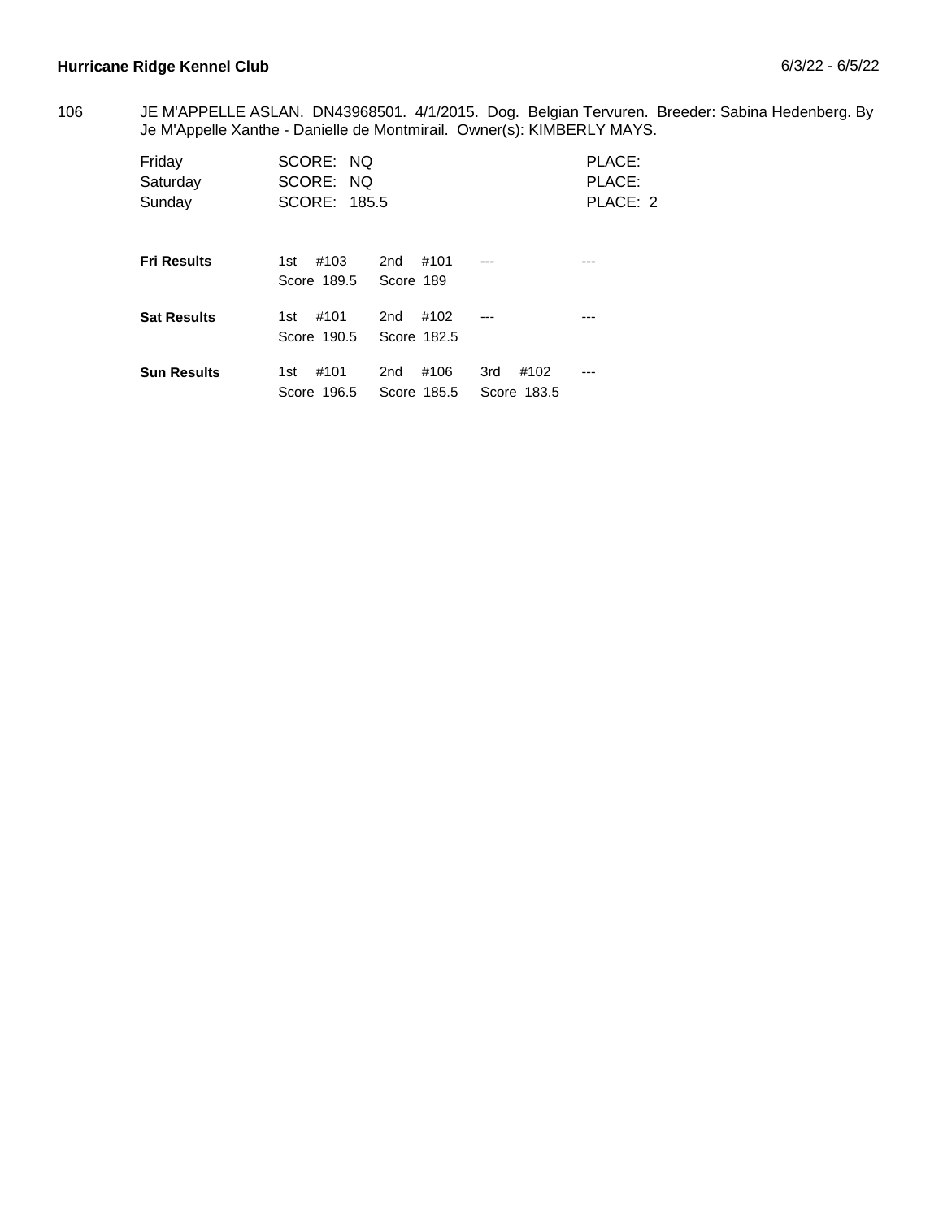106 JE M'APPELLE ASLAN. DN43968501. 4/1/2015. Dog. Belgian Tervuren. Breeder: Sabina Hedenberg. By Je M'Appelle Xanthe - Danielle de Montmirail. Owner(s): KIMBERLY MAYS.

| | | |
|---|---|---|
| Friday | SCORE: NQ | PLACE: |
| Saturday | SCORE: NQ | PLACE: |
| Sunday | SCORE: 185.5 | PLACE: 2 |

| | | | | |
|---|---|---|---|---|
| **Fri Results** | 1st #103<br>Score 189.5 | 2nd #101<br>Score 189 | --- | --- |
| **Sat Results** | 1st #101<br>Score 190.5 | 2nd #102<br>Score 182.5 | --- | --- |
| **Sun Results** | 1st #101<br>Score 196.5 | 2nd #106<br>Score 185.5 | 3rd #102<br>Score 183.5 | --- |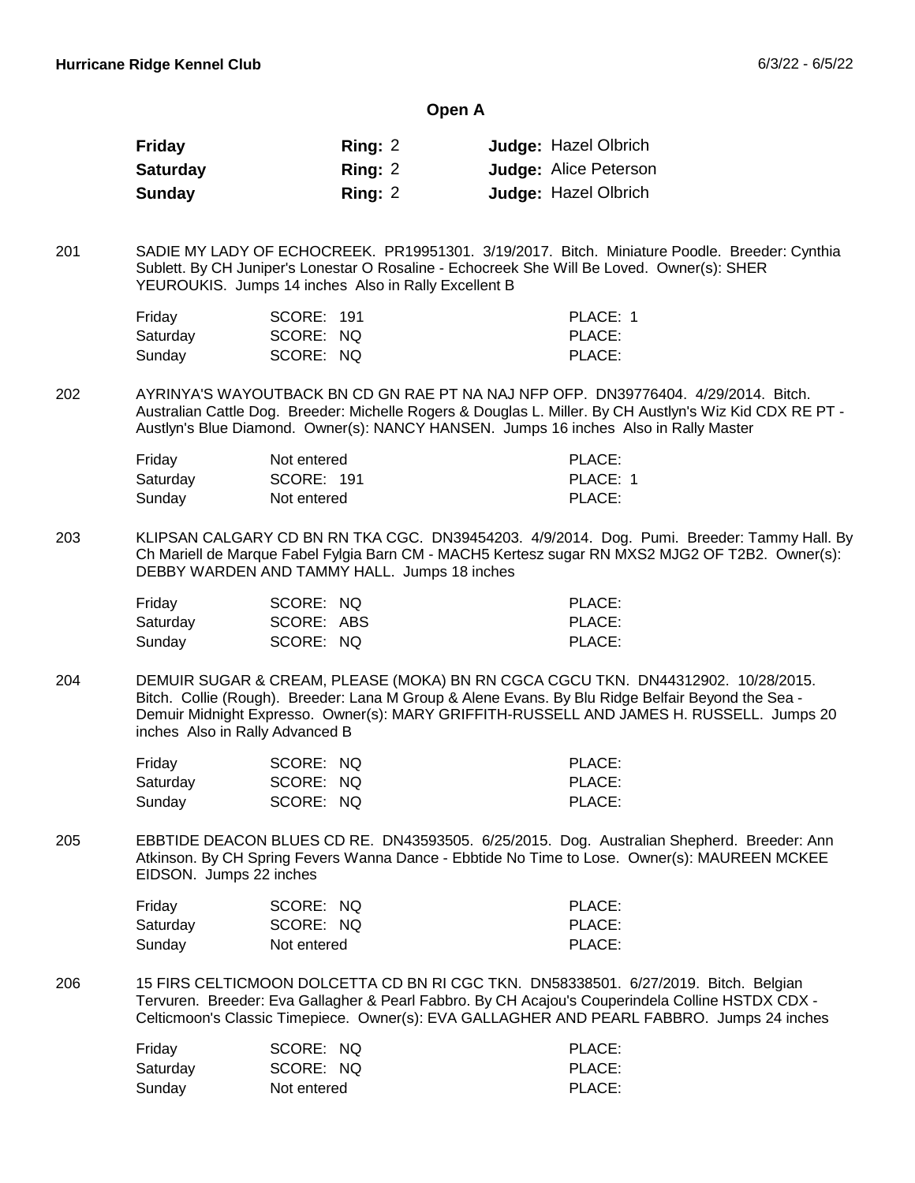**Hurricane Ridge Kennel Club** 6/3/22 - 6/5/22

## Open A

| | | |
|---|---|---|
| **Friday** | **Ring:** 2 | **Judge:** Hazel Olbrich |
| **Saturday** | **Ring:** 2 | **Judge:** Alice Peterson |
| **Sunday** | **Ring:** 2 | **Judge:** Hazel Olbrich |

201 SADIE MY LADY OF ECHOCREEK. PR19951301. 3/19/2017. Bitch. Miniature Poodle. Breeder: Cynthia Sublett. By CH Juniper's Lonestar O Rosaline - Echocreek She Will Be Loved. Owner(s): SHER YEUROUKIS. Jumps 14 inches Also in Rally Excellent B

| | | |
|---|---|---|
| Friday | SCORE: 191 | PLACE: 1 |
| Saturday | SCORE: NQ | PLACE: |
| Sunday | SCORE: NQ | PLACE: |

202 AYRINYA'S WAYOUTBACK BN CD GN RAE PT NA NAJ NFP OFP. DN39776404. 4/29/2014. Bitch. Australian Cattle Dog. Breeder: Michelle Rogers & Douglas L. Miller. By CH Austlyn's Wiz Kid CDX RE PT - Austlyn's Blue Diamond. Owner(s): NANCY HANSEN. Jumps 16 inches Also in Rally Master

| | | |
|---|---|---|
| Friday | Not entered | PLACE: |
| Saturday | SCORE: 191 | PLACE: 1 |
| Sunday | Not entered | PLACE: |

203 KLIPSAN CALGARY CD BN RN TKA CGC. DN39454203. 4/9/2014. Dog. Pumi. Breeder: Tammy Hall. By Ch Mariell de Marque Fabel Fylgia Barn CM - MACH5 Kertesz sugar RN MXS2 MJG2 OF T2B2. Owner(s): DEBBY WARDEN AND TAMMY HALL. Jumps 18 inches

| | | |
|---|---|---|
| Friday | SCORE: NQ | PLACE: |
| Saturday | SCORE: ABS | PLACE: |
| Sunday | SCORE: NQ | PLACE: |

204 DEMUIR SUGAR & CREAM, PLEASE (MOKA) BN RN CGCA CGCU TKN. DN44312902. 10/28/2015. Bitch. Collie (Rough). Breeder: Lana M Group & Alene Evans. By Blu Ridge Belfair Beyond the Sea - Demuir Midnight Expresso. Owner(s): MARY GRIFFITH-RUSSELL AND JAMES H. RUSSELL. Jumps 20 inches Also in Rally Advanced B

| | | |
|---|---|---|
| Friday | SCORE: NQ | PLACE: |
| Saturday | SCORE: NQ | PLACE: |
| Sunday | SCORE: NQ | PLACE: |

205 EBBTIDE DEACON BLUES CD RE. DN43593505. 6/25/2015. Dog. Australian Shepherd. Breeder: Ann Atkinson. By CH Spring Fevers Wanna Dance - Ebbtide No Time to Lose. Owner(s): MAUREEN MCKEE EIDSON. Jumps 22 inches

| | | |
|---|---|---|
| Friday | SCORE: NQ | PLACE: |
| Saturday | SCORE: NQ | PLACE: |
| Sunday | Not entered | PLACE: |

206 15 FIRS CELTICMOON DOLCETTA CD BN RI CGC TKN. DN58338501. 6/27/2019. Bitch. Belgian Tervuren. Breeder: Eva Gallagher & Pearl Fabbro. By CH Acajou's Couperindela Colline HSTDX CDX - Celticmoon's Classic Timepiece. Owner(s): EVA GALLAGHER AND PEARL FABBRO. Jumps 24 inches

| | | |
|---|---|---|
| Friday | SCORE: NQ | PLACE: |
| Saturday | SCORE: NQ | PLACE: |
| Sunday | Not entered | PLACE: |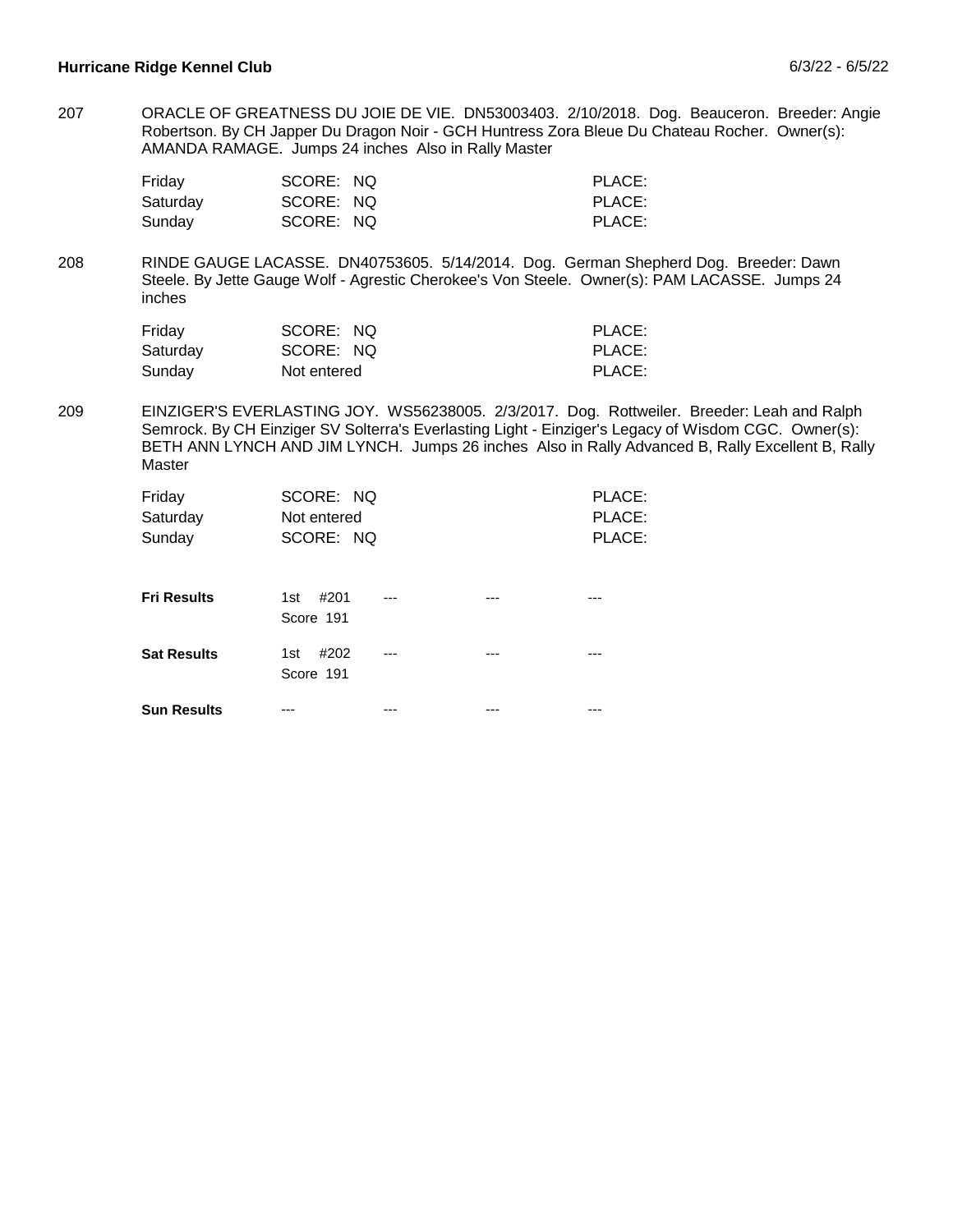207 ORACLE OF GREATNESS DU JOIE DE VIE. DN53003403. 2/10/2018. Dog. Beauceron. Breeder: Angie Robertson. By CH Japper Du Dragon Noir - GCH Huntress Zora Bleue Du Chateau Rocher. Owner(s): AMANDA RAMAGE. Jumps 24 inches Also in Rally Master

| | | |
|---|---|---|
| Friday | SCORE: NQ | PLACE: |
| Saturday | SCORE: NQ | PLACE: |
| Sunday | SCORE: NQ | PLACE: |

208 RINDE GAUGE LACASSE. DN40753605. 5/14/2014. Dog. German Shepherd Dog. Breeder: Dawn Steele. By Jette Gauge Wolf - Agrestic Cherokee's Von Steele. Owner(s): PAM LACASSE. Jumps 24 inches

| | | |
|---|---|---|
| Friday | SCORE: NQ | PLACE: |
| Saturday | SCORE: NQ | PLACE: |
| Sunday | Not entered | PLACE: |

209 EINZIGER'S EVERLASTING JOY. WS56238005. 2/3/2017. Dog. Rottweiler. Breeder: Leah and Ralph Semrock. By CH Einziger SV Solterra's Everlasting Light - Einziger's Legacy of Wisdom CGC. Owner(s): BETH ANN LYNCH AND JIM LYNCH. Jumps 26 inches Also in Rally Advanced B, Rally Excellent B, Rally Master

| | | |
|---|---|---|
| Friday | SCORE: NQ | PLACE: |
| Saturday | Not entered | PLACE: |
| Sunday | SCORE: NQ | PLACE: |

| | | | | |
|---|---|---|---|---|
| **Fri Results** | 1st #201 Score 191 | --- | --- | --- |
| **Sat Results** | 1st #202 Score 191 | --- | --- | --- |
| **Sun Results** | --- | --- | --- | --- |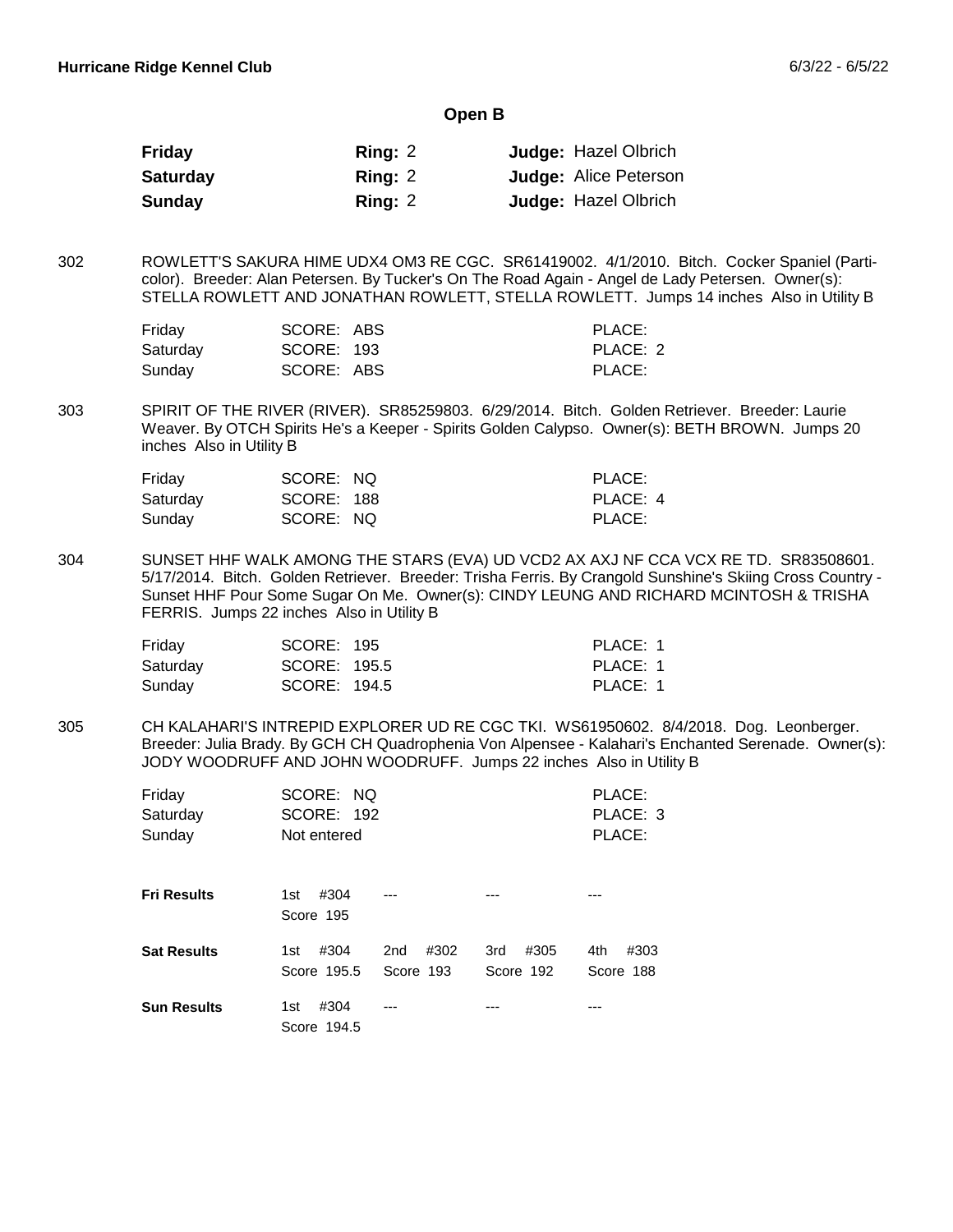**Hurricane Ridge Kennel Club** 6/3/22 - 6/5/22

## Open B

| | | |
|---|---|---|
| **Friday** | **Ring:** 2 | **Judge:** Hazel Olbrich |
| **Saturday** | **Ring:** 2 | **Judge:** Alice Peterson |
| **Sunday** | **Ring:** 2 | **Judge:** Hazel Olbrich |

302 ROWLETT'S SAKURA HIME UDX4 OM3 RE CGC. SR61419002. 4/1/2010. Bitch. Cocker Spaniel (Parti-color). Breeder: Alan Petersen. By Tucker's On The Road Again - Angel de Lady Petersen. Owner(s): STELLA ROWLETT AND JONATHAN ROWLETT, STELLA ROWLETT. Jumps 14 inches Also in Utility B

| | | |
|---|---|---|
| Friday | SCORE: ABS | PLACE: |
| Saturday | SCORE: 193 | PLACE: 2 |
| Sunday | SCORE: ABS | PLACE: |

303 SPIRIT OF THE RIVER (RIVER). SR85259803. 6/29/2014. Bitch. Golden Retriever. Breeder: Laurie Weaver. By OTCH Spirits He's a Keeper - Spirits Golden Calypso. Owner(s): BETH BROWN. Jumps 20 inches Also in Utility B

| | | |
|---|---|---|
| Friday | SCORE: NQ | PLACE: |
| Saturday | SCORE: 188 | PLACE: 4 |
| Sunday | SCORE: NQ | PLACE: |

304 SUNSET HHF WALK AMONG THE STARS (EVA) UD VCD2 AX AXJ NF CCA VCX RE TD. SR83508601. 5/17/2014. Bitch. Golden Retriever. Breeder: Trisha Ferris. By Crangold Sunshine's Skiing Cross Country - Sunset HHF Pour Some Sugar On Me. Owner(s): CINDY LEUNG AND RICHARD MCINTOSH & TRISHA FERRIS. Jumps 22 inches Also in Utility B

| | | |
|---|---|---|
| Friday | SCORE: 195 | PLACE: 1 |
| Saturday | SCORE: 195.5 | PLACE: 1 |
| Sunday | SCORE: 194.5 | PLACE: 1 |

305 CH KALAHARI'S INTREPID EXPLORER UD RE CGC TKI. WS61950602. 8/4/2018. Dog. Leonberger. Breeder: Julia Brady. By GCH CH Quadrophenia Von Alpensee - Kalahari's Enchanted Serenade. Owner(s): JODY WOODRUFF AND JOHN WOODRUFF. Jumps 22 inches Also in Utility B

| | | |
|---|---|---|
| Friday | SCORE: NQ | PLACE: |
| Saturday | SCORE: 192 | PLACE: 3 |
| Sunday | Not entered | PLACE: |

| | | | | |
|---|---|---|---|---|
| **Fri Results** | 1st #304 Score 195 | --- | --- | --- |
| **Sat Results** | 1st #304 Score 195.5 | 2nd #302 Score 193 | 3rd #305 Score 192 | 4th #303 Score 188 |
| **Sun Results** | 1st #304 Score 194.5 | --- | --- | --- |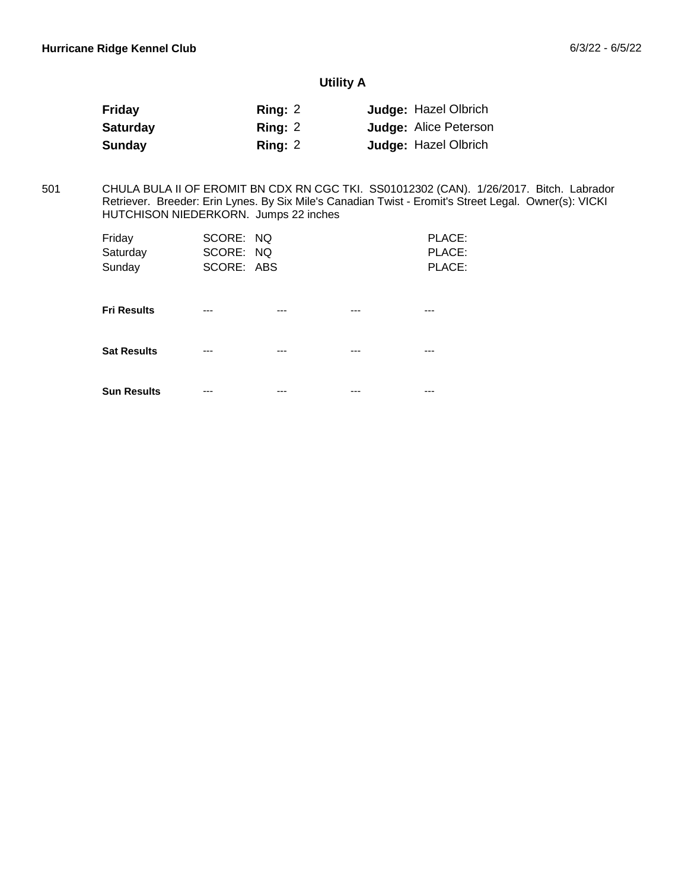## Utility A

| | | |
|---|---|---|
| **Friday** | **Ring:** 2 | **Judge:** Hazel Olbrich |
| **Saturday** | **Ring:** 2 | **Judge:** Alice Peterson |
| **Sunday** | **Ring:** 2 | **Judge:** Hazel Olbrich |

501 CHULA BULA II OF EROMIT BN CDX RN CGC TKI. SS01012302 (CAN). 1/26/2017. Bitch. Labrador Retriever. Breeder: Erin Lynes. By Six Mile's Canadian Twist - Eromit's Street Legal. Owner(s): VICKI HUTCHISON NIEDERKORN. Jumps 22 inches

| | | |
|---|---|---|
| Friday | SCORE: NQ | PLACE: |
| Saturday | SCORE: NQ | PLACE: |
| Sunday | SCORE: ABS | PLACE: |

| | | | | |
|---|---|---|---|---|
| **Fri Results** | --- | --- | --- | --- |
| **Sat Results** | --- | --- | --- | --- |
| **Sun Results** | --- | --- | --- | --- |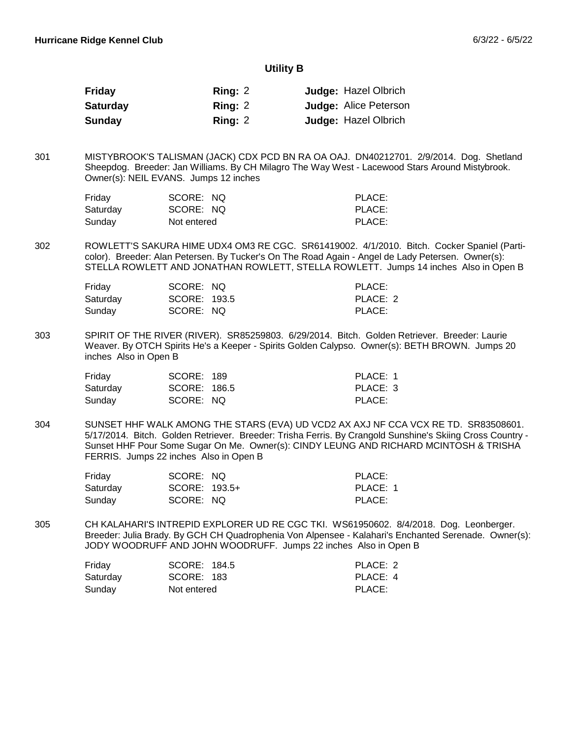## Utility B

| | Ring | Judge |
|---|---|---|
| **Friday** | **Ring:** 2 | **Judge:** Hazel Olbrich |
| **Saturday** | **Ring:** 2 | **Judge:** Alice Peterson |
| **Sunday** | **Ring:** 2 | **Judge:** Hazel Olbrich |

301 MISTYBROOK'S TALISMAN (JACK) CDX PCD BN RA OA OAJ. DN40212701. 2/9/2014. Dog. Shetland Sheepdog. Breeder: Jan Williams. By CH Milagro The Way West - Lacewood Stars Around Mistybrook. Owner(s): NEIL EVANS. Jumps 12 inches

| Day | Score | Place |
|---|---|---|
| Friday | SCORE: NQ | PLACE: |
| Saturday | SCORE: NQ | PLACE: |
| Sunday | Not entered | PLACE: |

302 ROWLETT'S SAKURA HIME UDX4 OM3 RE CGC. SR61419002. 4/1/2010. Bitch. Cocker Spaniel (Parti-color). Breeder: Alan Petersen. By Tucker's On The Road Again - Angel de Lady Petersen. Owner(s): STELLA ROWLETT AND JONATHAN ROWLETT, STELLA ROWLETT. Jumps 14 inches Also in Open B

| Day | Score | Place |
|---|---|---|
| Friday | SCORE: NQ | PLACE: |
| Saturday | SCORE: 193.5 | PLACE: 2 |
| Sunday | SCORE: NQ | PLACE: |

303 SPIRIT OF THE RIVER (RIVER). SR85259803. 6/29/2014. Bitch. Golden Retriever. Breeder: Laurie Weaver. By OTCH Spirits He's a Keeper - Spirits Golden Calypso. Owner(s): BETH BROWN. Jumps 20 inches Also in Open B

| Day | Score | Place |
|---|---|---|
| Friday | SCORE: 189 | PLACE: 1 |
| Saturday | SCORE: 186.5 | PLACE: 3 |
| Sunday | SCORE: NQ | PLACE: |

304 SUNSET HHF WALK AMONG THE STARS (EVA) UD VCD2 AX AXJ NF CCA VCX RE TD. SR83508601. 5/17/2014. Bitch. Golden Retriever. Breeder: Trisha Ferris. By Crangold Sunshine's Skiing Cross Country - Sunset HHF Pour Some Sugar On Me. Owner(s): CINDY LEUNG AND RICHARD MCINTOSH & TRISHA FERRIS. Jumps 22 inches Also in Open B

| Day | Score | Place |
|---|---|---|
| Friday | SCORE: NQ | PLACE: |
| Saturday | SCORE: 193.5+ | PLACE: 1 |
| Sunday | SCORE: NQ | PLACE: |

305 CH KALAHARI'S INTREPID EXPLORER UD RE CGC TKI. WS61950602. 8/4/2018. Dog. Leonberger. Breeder: Julia Brady. By GCH CH Quadrophenia Von Alpensee - Kalahari's Enchanted Serenade. Owner(s): JODY WOODRUFF AND JOHN WOODRUFF. Jumps 22 inches Also in Open B

| Day | Score | Place |
|---|---|---|
| Friday | SCORE: 184.5 | PLACE: 2 |
| Saturday | SCORE: 183 | PLACE: 4 |
| Sunday | Not entered | PLACE: |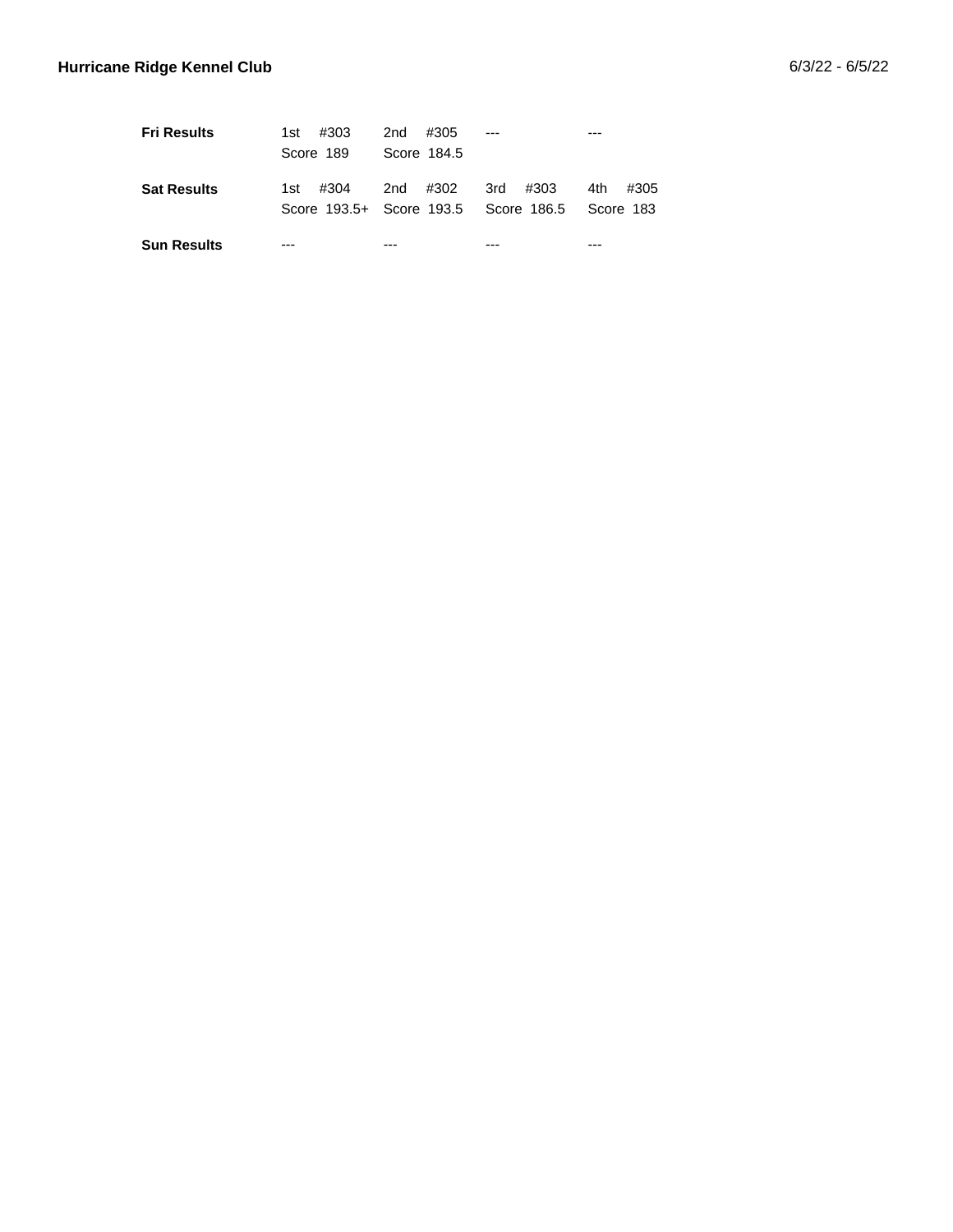**Hurricane Ridge Kennel Club** 6/3/22 - 6/5/22

| | | | | |
|---|---|---|---|---|
| **Fri Results** | 1st #303<br>Score 189 | 2nd #305<br>Score 184.5 | --- | --- |
| **Sat Results** | 1st #304<br>Score 193.5+ | 2nd #302<br>Score 193.5 | 3rd #303<br>Score 186.5 | 4th #305<br>Score 183 |
| **Sun Results** | --- | --- | --- | --- |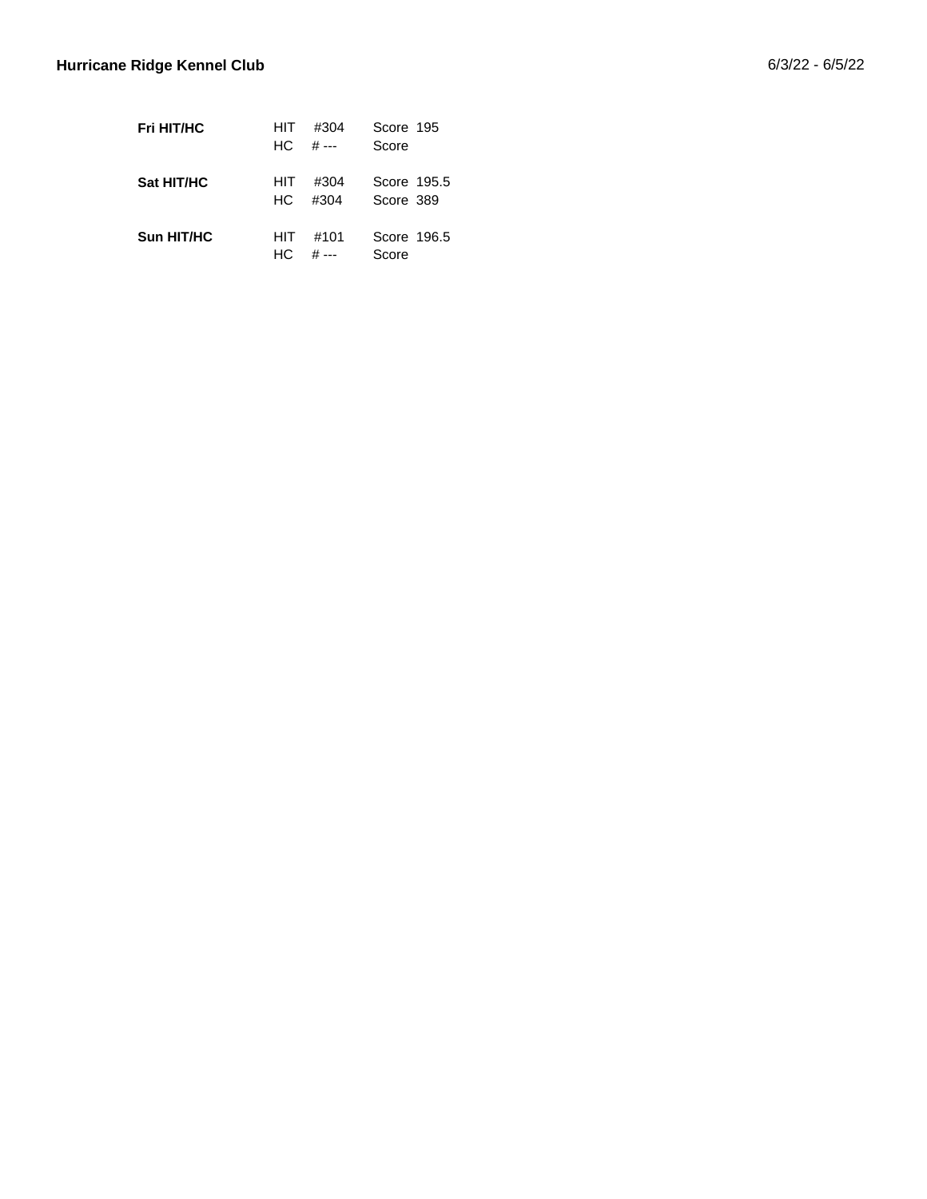**Hurricane Ridge Kennel Club** 6/3/22 - 6/5/22

| | | | |
|---|---|---|---|
| **Fri HIT/HC** | HIT | #304 | Score 195 |
| | HC | # --- | Score |
| **Sat HIT/HC** | HIT | #304 | Score 195.5 |
| | HC | #304 | Score 389 |
| **Sun HIT/HC** | HIT | #101 | Score 196.5 |
| | HC | # --- | Score |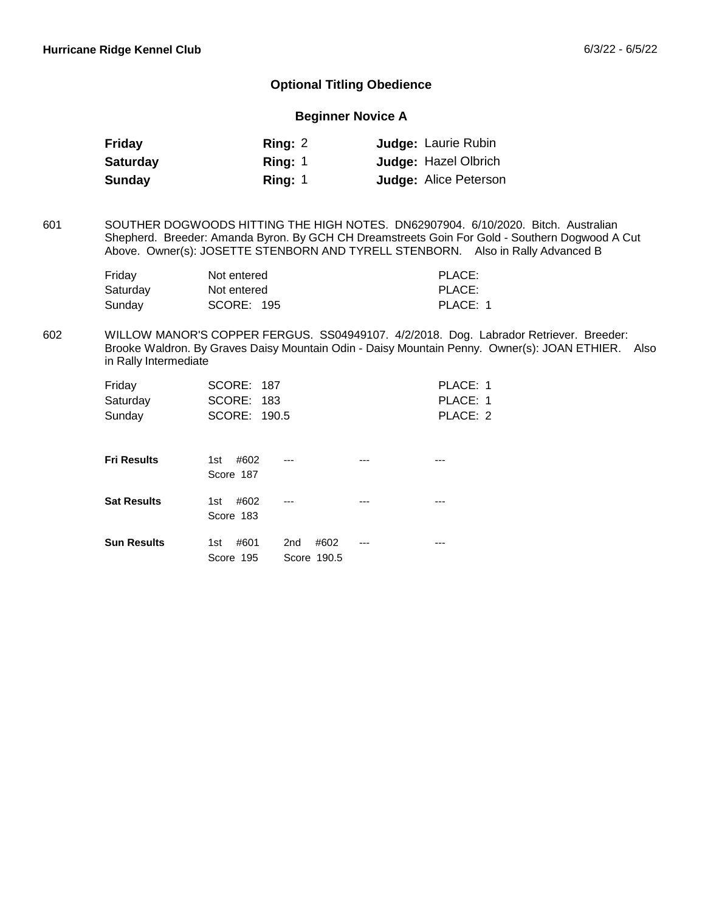**Hurricane Ridge Kennel Club** 6/3/22 - 6/5/22

## Optional Titling Obedience

### Beginner Novice A

| | | |
|---|---|---|
| **Friday** | **Ring:** 2 | **Judge:** Laurie Rubin |
| **Saturday** | **Ring:** 1 | **Judge:** Hazel Olbrich |
| **Sunday** | **Ring:** 1 | **Judge:** Alice Peterson |

601 SOUTHER DOGWOODS HITTING THE HIGH NOTES. DN62907904. 6/10/2020. Bitch. Australian Shepherd. Breeder: Amanda Byron. By GCH CH Dreamstreets Goin For Gold - Southern Dogwood A Cut Above. Owner(s): JOSETTE STENBORN AND TYRELL STENBORN. Also in Rally Advanced B

| | | |
|---|---|---|
| Friday | Not entered | PLACE: |
| Saturday | Not entered | PLACE: |
| Sunday | SCORE: 195 | PLACE: 1 |

602 WILLOW MANOR'S COPPER FERGUS. SS04949107. 4/2/2018. Dog. Labrador Retriever. Breeder: Brooke Waldron. By Graves Daisy Mountain Odin - Daisy Mountain Penny. Owner(s): JOAN ETHIER. Also in Rally Intermediate

| | | |
|---|---|---|
| Friday | SCORE: 187 | PLACE: 1 |
| Saturday | SCORE: 183 | PLACE: 1 |
| Sunday | SCORE: 190.5 | PLACE: 2 |

| | | | | |
|---|---|---|---|---|
| **Fri Results** | 1st #602 Score 187 | --- | --- | --- |
| **Sat Results** | 1st #602 Score 183 | --- | --- | --- |
| **Sun Results** | 1st #601 Score 195 | 2nd #602 Score 190.5 | --- | --- |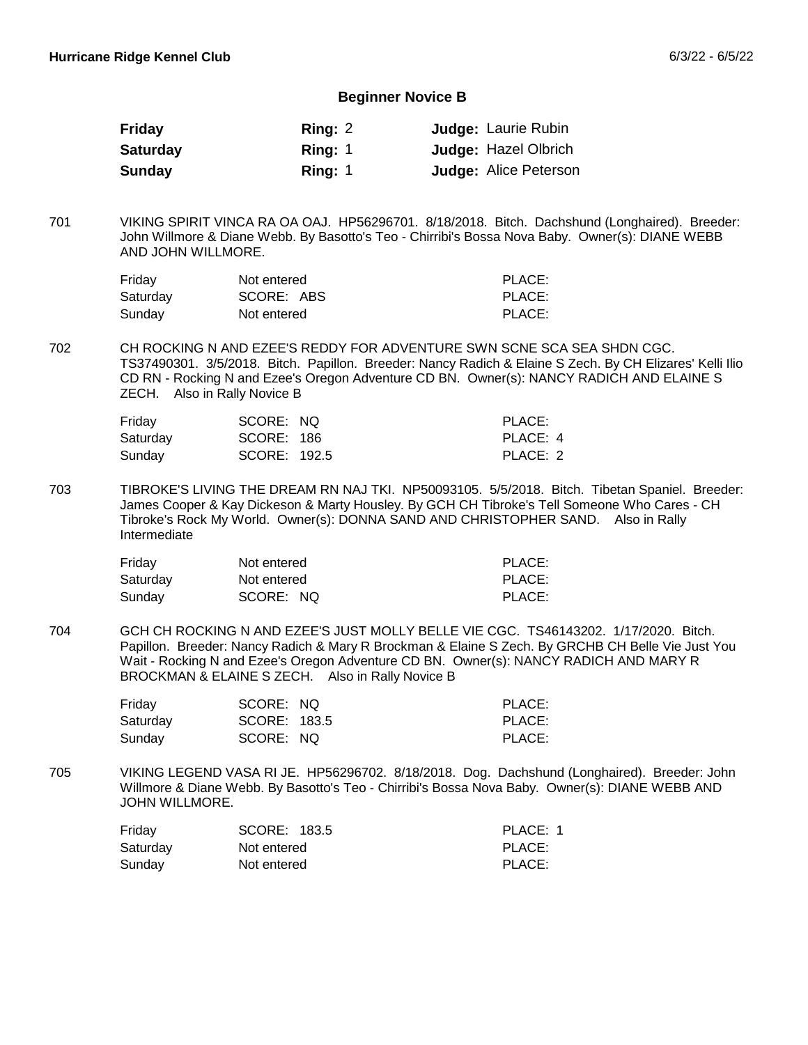## Beginner Novice B

| | | |
|---|---|---|
| **Friday** | **Ring:** 2 | **Judge:** Laurie Rubin |
| **Saturday** | **Ring:** 1 | **Judge:** Hazel Olbrich |
| **Sunday** | **Ring:** 1 | **Judge:** Alice Peterson |

701 VIKING SPIRIT VINCA RA OA OAJ. HP56296701. 8/18/2018. Bitch. Dachshund (Longhaired). Breeder: John Willmore & Diane Webb. By Basotto's Teo - Chirribi's Bossa Nova Baby. Owner(s): DIANE WEBB AND JOHN WILLMORE.

| | | |
|---|---|---|
| Friday | Not entered | PLACE: |
| Saturday | SCORE: ABS | PLACE: |
| Sunday | Not entered | PLACE: |

702 CH ROCKING N AND EZEE'S REDDY FOR ADVENTURE SWN SCNE SCA SEA SHDN CGC. TS37490301. 3/5/2018. Bitch. Papillon. Breeder: Nancy Radich & Elaine S Zech. By CH Elizares' Kelli Ilio CD RN - Rocking N and Ezee's Oregon Adventure CD BN. Owner(s): NANCY RADICH AND ELAINE S ZECH. Also in Rally Novice B

| | | |
|---|---|---|
| Friday | SCORE: NQ | PLACE: |
| Saturday | SCORE: 186 | PLACE: 4 |
| Sunday | SCORE: 192.5 | PLACE: 2 |

703 TIBROKE'S LIVING THE DREAM RN NAJ TKI. NP50093105. 5/5/2018. Bitch. Tibetan Spaniel. Breeder: James Cooper & Kay Dickeson & Marty Housley. By GCH CH Tibroke's Tell Someone Who Cares - CH Tibroke's Rock My World. Owner(s): DONNA SAND AND CHRISTOPHER SAND. Also in Rally Intermediate

| | | |
|---|---|---|
| Friday | Not entered | PLACE: |
| Saturday | Not entered | PLACE: |
| Sunday | SCORE: NQ | PLACE: |

704 GCH CH ROCKING N AND EZEE'S JUST MOLLY BELLE VIE CGC. TS46143202. 1/17/2020. Bitch. Papillon. Breeder: Nancy Radich & Mary R Brockman & Elaine S Zech. By GRCHB CH Belle Vie Just You Wait - Rocking N and Ezee's Oregon Adventure CD BN. Owner(s): NANCY RADICH AND MARY R BROCKMAN & ELAINE S ZECH. Also in Rally Novice B

| | | |
|---|---|---|
| Friday | SCORE: NQ | PLACE: |
| Saturday | SCORE: 183.5 | PLACE: |
| Sunday | SCORE: NQ | PLACE: |

705 VIKING LEGEND VASA RI JE. HP56296702. 8/18/2018. Dog. Dachshund (Longhaired). Breeder: John Willmore & Diane Webb. By Basotto's Teo - Chirribi's Bossa Nova Baby. Owner(s): DIANE WEBB AND JOHN WILLMORE.

| | | |
|---|---|---|
| Friday | SCORE: 183.5 | PLACE: 1 |
| Saturday | Not entered | PLACE: |
| Sunday | Not entered | PLACE: |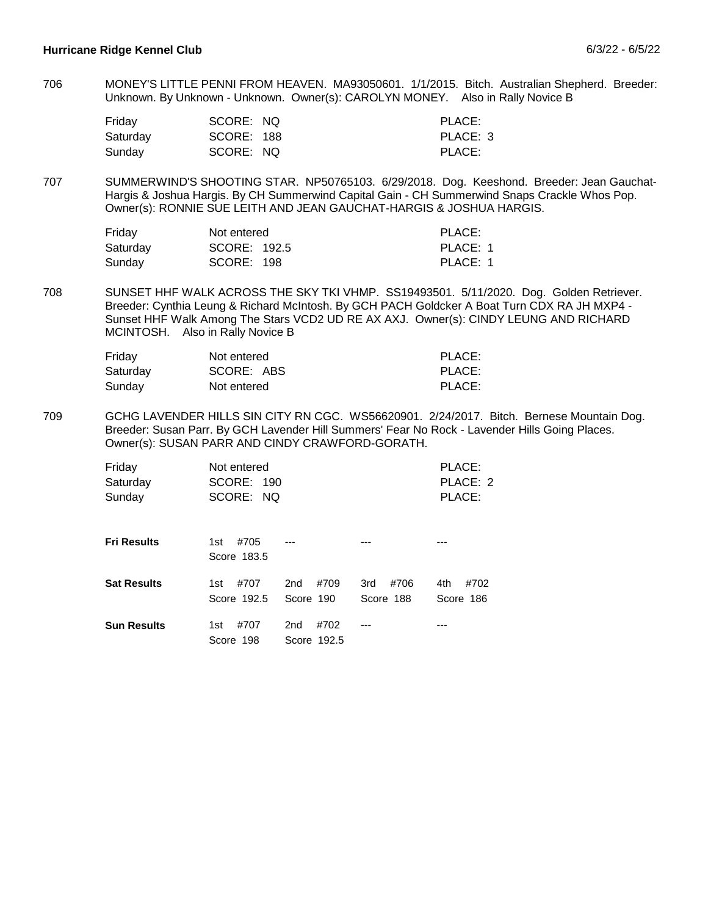706 MONEY'S LITTLE PENNI FROM HEAVEN. MA93050601. 1/1/2015. Bitch. Australian Shepherd. Breeder: Unknown. By Unknown - Unknown. Owner(s): CAROLYN MONEY. Also in Rally Novice B

| | | |
|---|---|---|
| Friday | SCORE: NQ | PLACE: |
| Saturday | SCORE: 188 | PLACE: 3 |
| Sunday | SCORE: NQ | PLACE: |

707 SUMMERWIND'S SHOOTING STAR. NP50765103. 6/29/2018. Dog. Keeshond. Breeder: Jean Gauchat-Hargis & Joshua Hargis. By CH Summerwind Capital Gain - CH Summerwind Snaps Crackle Whos Pop. Owner(s): RONNIE SUE LEITH AND JEAN GAUCHAT-HARGIS & JOSHUA HARGIS.

| | | |
|---|---|---|
| Friday | Not entered | PLACE: |
| Saturday | SCORE: 192.5 | PLACE: 1 |
| Sunday | SCORE: 198 | PLACE: 1 |

708 SUNSET HHF WALK ACROSS THE SKY TKI VHMP. SS19493501. 5/11/2020. Dog. Golden Retriever. Breeder: Cynthia Leung & Richard McIntosh. By GCH PACH Goldcker A Boat Turn CDX RA JH MXP4 - Sunset HHF Walk Among The Stars VCD2 UD RE AX AXJ. Owner(s): CINDY LEUNG AND RICHARD MCINTOSH. Also in Rally Novice B

| | | |
|---|---|---|
| Friday | Not entered | PLACE: |
| Saturday | SCORE: ABS | PLACE: |
| Sunday | Not entered | PLACE: |

709 GCHG LAVENDER HILLS SIN CITY RN CGC. WS56620901. 2/24/2017. Bitch. Bernese Mountain Dog. Breeder: Susan Parr. By GCH Lavender Hill Summers' Fear No Rock - Lavender Hills Going Places. Owner(s): SUSAN PARR AND CINDY CRAWFORD-GORATH.

| | | |
|---|---|---|
| Friday | Not entered | PLACE: |
| Saturday | SCORE: 190 | PLACE: 2 |
| Sunday | SCORE: NQ | PLACE: |

| | | | | |
|---|---|---|---|---|
| **Fri Results** | 1st #705 Score 183.5 | --- | --- | --- |
| **Sat Results** | 1st #707 Score 192.5 | 2nd #709 Score 190 | 3rd #706 Score 188 | 4th #702 Score 186 |
| **Sun Results** | 1st #707 Score 198 | 2nd #702 Score 192.5 | --- | --- |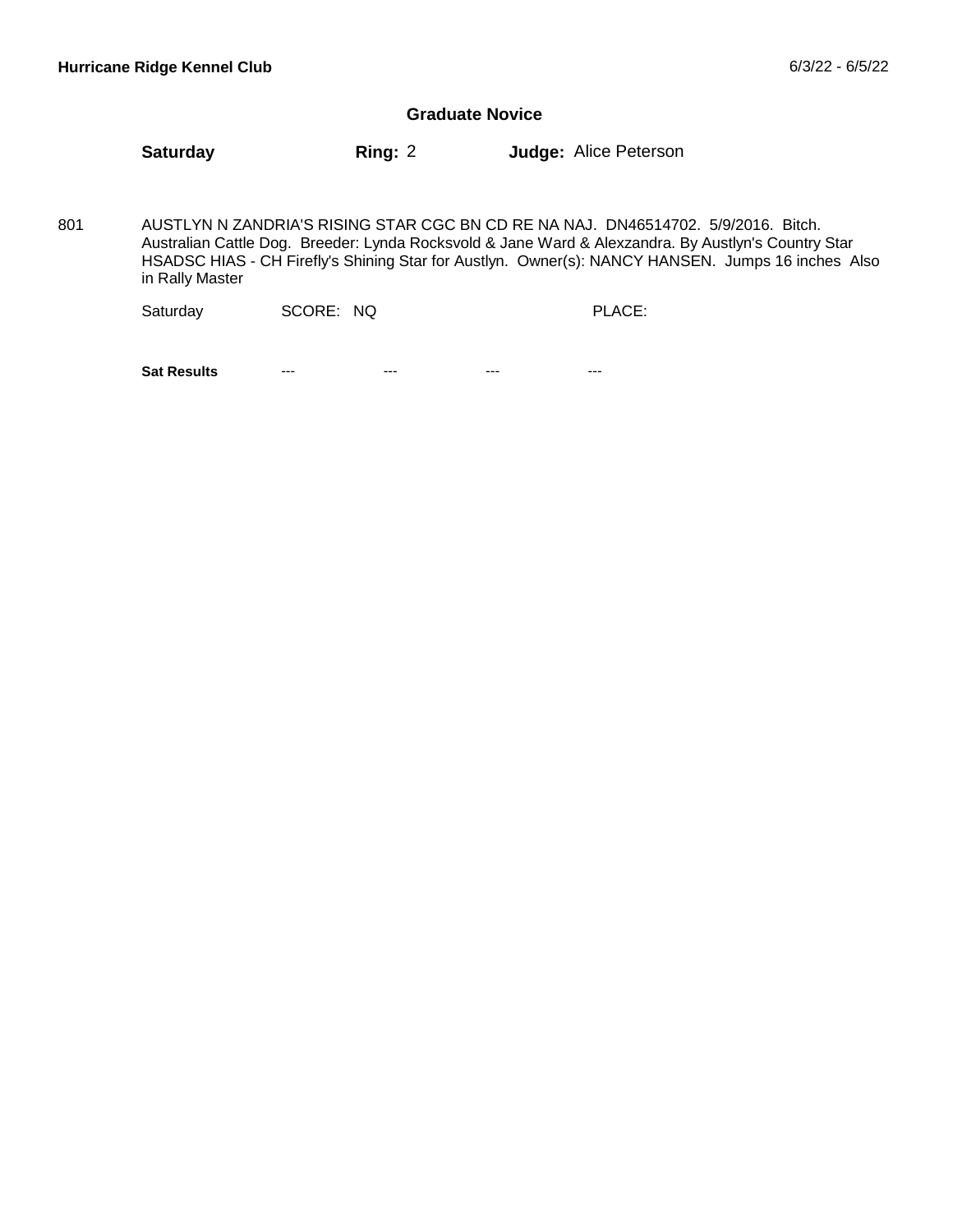## Graduate Novice

**Saturday** **Ring:** 2 **Judge:** Alice Peterson

801 AUSTLYN N ZANDRIA'S RISING STAR CGC BN CD RE NA NAJ. DN46514702. 5/9/2016. Bitch. Australian Cattle Dog. Breeder: Lynda Rocksvold & Jane Ward & Alexzandra. By Austlyn's Country Star HSADSC HIAS - CH Firefly's Shining Star for Austlyn. Owner(s): NANCY HANSEN. Jumps 16 inches Also in Rally Master

Saturday SCORE: NQ PLACE:

**Sat Results** --- --- --- ---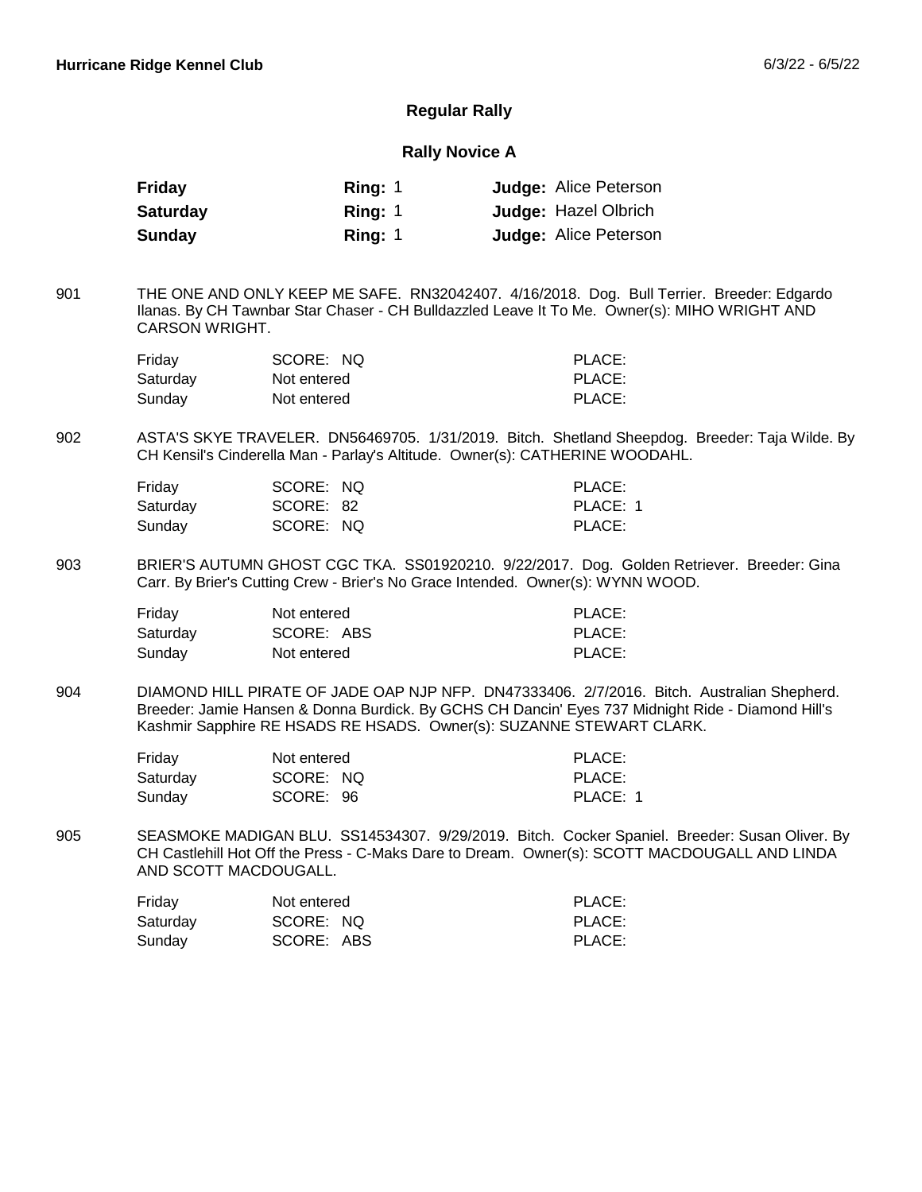**Hurricane Ridge Kennel Club** 6/3/22 - 6/5/22

## Regular Rally

### Rally Novice A

| | | |
|---|---|---|
| **Friday** | **Ring:** 1 | **Judge:** Alice Peterson |
| **Saturday** | **Ring:** 1 | **Judge:** Hazel Olbrich |
| **Sunday** | **Ring:** 1 | **Judge:** Alice Peterson |

901 THE ONE AND ONLY KEEP ME SAFE. RN32042407. 4/16/2018. Dog. Bull Terrier. Breeder: Edgardo Ilanas. By CH Tawnbar Star Chaser - CH Bulldazzled Leave It To Me. Owner(s): MIHO WRIGHT AND CARSON WRIGHT.

| | | |
|---|---|---|
| Friday | SCORE: NQ | PLACE: |
| Saturday | Not entered | PLACE: |
| Sunday | Not entered | PLACE: |

902 ASTA'S SKYE TRAVELER. DN56469705. 1/31/2019. Bitch. Shetland Sheepdog. Breeder: Taja Wilde. By CH Kensil's Cinderella Man - Parlay's Altitude. Owner(s): CATHERINE WOODAHL.

| | | |
|---|---|---|
| Friday | SCORE: NQ | PLACE: |
| Saturday | SCORE: 82 | PLACE: 1 |
| Sunday | SCORE: NQ | PLACE: |

903 BRIER'S AUTUMN GHOST CGC TKA. SS01920210. 9/22/2017. Dog. Golden Retriever. Breeder: Gina Carr. By Brier's Cutting Crew - Brier's No Grace Intended. Owner(s): WYNN WOOD.

| | | |
|---|---|---|
| Friday | Not entered | PLACE: |
| Saturday | SCORE: ABS | PLACE: |
| Sunday | Not entered | PLACE: |

904 DIAMOND HILL PIRATE OF JADE OAP NJP NFP. DN47333406. 2/7/2016. Bitch. Australian Shepherd. Breeder: Jamie Hansen & Donna Burdick. By GCHS CH Dancin' Eyes 737 Midnight Ride - Diamond Hill's Kashmir Sapphire RE HSADS RE HSADS. Owner(s): SUZANNE STEWART CLARK.

| | | |
|---|---|---|
| Friday | Not entered | PLACE: |
| Saturday | SCORE: NQ | PLACE: |
| Sunday | SCORE: 96 | PLACE: 1 |

905 SEASMOKE MADIGAN BLU. SS14534307. 9/29/2019. Bitch. Cocker Spaniel. Breeder: Susan Oliver. By CH Castlehill Hot Off the Press - C-Maks Dare to Dream. Owner(s): SCOTT MACDOUGALL AND LINDA AND SCOTT MACDOUGALL.

| | | |
|---|---|---|
| Friday | Not entered | PLACE: |
| Saturday | SCORE: NQ | PLACE: |
| Sunday | SCORE: ABS | PLACE: |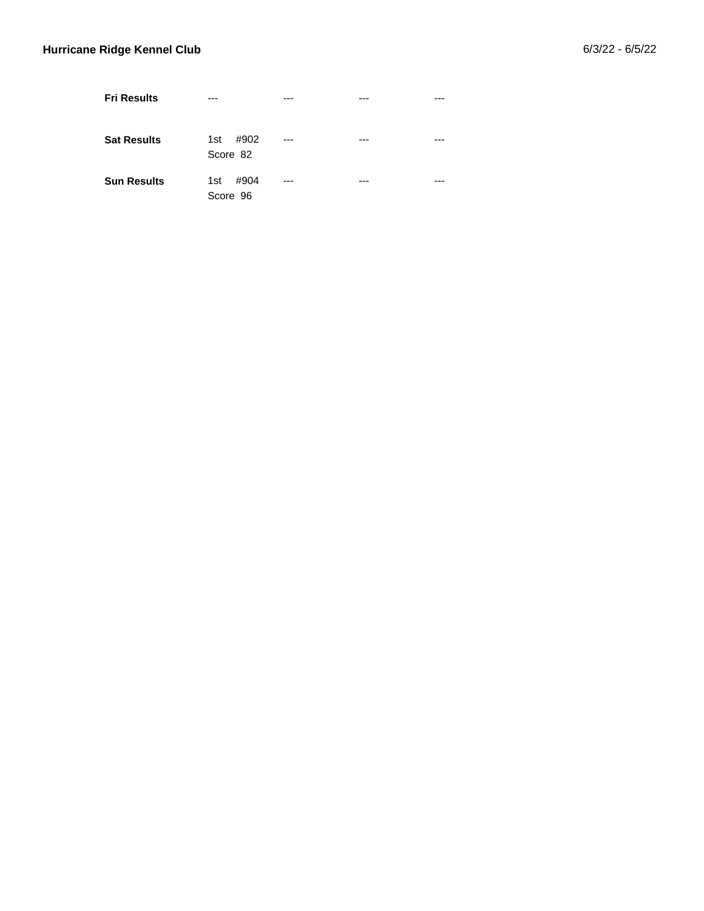**Hurricane Ridge Kennel Club** 6/3/22 - 6/5/22

| | | | | |
|---|---|---|---|---|
| **Fri Results** | --- | --- | --- | --- |
| **Sat Results** | 1st #902<br>Score 82 | --- | --- | --- |
| **Sun Results** | 1st #904<br>Score 96 | --- | --- | --- |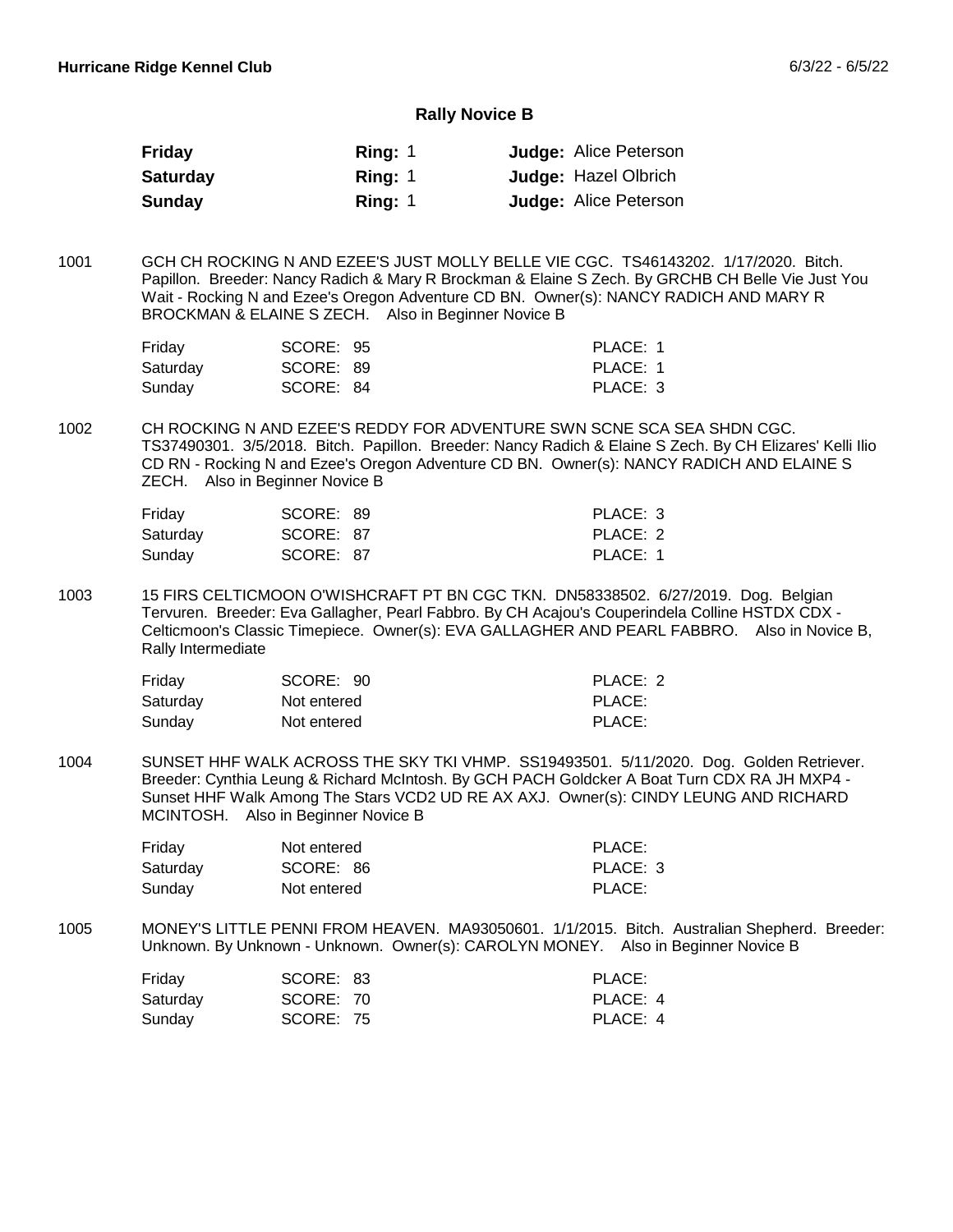## Rally Novice B

| | | |
|---|---|---|
| **Friday** | **Ring:** 1 | **Judge:** Alice Peterson |
| **Saturday** | **Ring:** 1 | **Judge:** Hazel Olbrich |
| **Sunday** | **Ring:** 1 | **Judge:** Alice Peterson |

1001 GCH CH ROCKING N AND EZEE'S JUST MOLLY BELLE VIE CGC. TS46143202. 1/17/2020. Bitch. Papillon. Breeder: Nancy Radich & Mary R Brockman & Elaine S Zech. By GRCHB CH Belle Vie Just You Wait - Rocking N and Ezee's Oregon Adventure CD BN. Owner(s): NANCY RADICH AND MARY R BROCKMAN & ELAINE S ZECH. Also in Beginner Novice B

| | | |
|---|---|---|
| Friday | SCORE: 95 | PLACE: 1 |
| Saturday | SCORE: 89 | PLACE: 1 |
| Sunday | SCORE: 84 | PLACE: 3 |

1002 CH ROCKING N AND EZEE'S REDDY FOR ADVENTURE SWN SCNE SCA SEA SHDN CGC. TS37490301. 3/5/2018. Bitch. Papillon. Breeder: Nancy Radich & Elaine S Zech. By CH Elizares' Kelli Ilio CD RN - Rocking N and Ezee's Oregon Adventure CD BN. Owner(s): NANCY RADICH AND ELAINE S ZECH. Also in Beginner Novice B

| | | |
|---|---|---|
| Friday | SCORE: 89 | PLACE: 3 |
| Saturday | SCORE: 87 | PLACE: 2 |
| Sunday | SCORE: 87 | PLACE: 1 |

1003 15 FIRS CELTICMOON O'WISHCRAFT PT BN CGC TKN. DN58338502. 6/27/2019. Dog. Belgian Tervuren. Breeder: Eva Gallagher, Pearl Fabbro. By CH Acajou's Couperindela Colline HSTDX CDX - Celticmoon's Classic Timepiece. Owner(s): EVA GALLAGHER AND PEARL FABBRO. Also in Novice B, Rally Intermediate

| | | |
|---|---|---|
| Friday | SCORE: 90 | PLACE: 2 |
| Saturday | Not entered | PLACE: |
| Sunday | Not entered | PLACE: |

1004 SUNSET HHF WALK ACROSS THE SKY TKI VHMP. SS19493501. 5/11/2020. Dog. Golden Retriever. Breeder: Cynthia Leung & Richard McIntosh. By GCH PACH Goldcker A Boat Turn CDX RA JH MXP4 - Sunset HHF Walk Among The Stars VCD2 UD RE AX AXJ. Owner(s): CINDY LEUNG AND RICHARD MCINTOSH. Also in Beginner Novice B

| | | |
|---|---|---|
| Friday | Not entered | PLACE: |
| Saturday | SCORE: 86 | PLACE: 3 |
| Sunday | Not entered | PLACE: |

1005 MONEY'S LITTLE PENNI FROM HEAVEN. MA93050601. 1/1/2015. Bitch. Australian Shepherd. Breeder: Unknown. By Unknown - Unknown. Owner(s): CAROLYN MONEY. Also in Beginner Novice B

| | | |
|---|---|---|
| Friday | SCORE: 83 | PLACE: |
| Saturday | SCORE: 70 | PLACE: 4 |
| Sunday | SCORE: 75 | PLACE: 4 |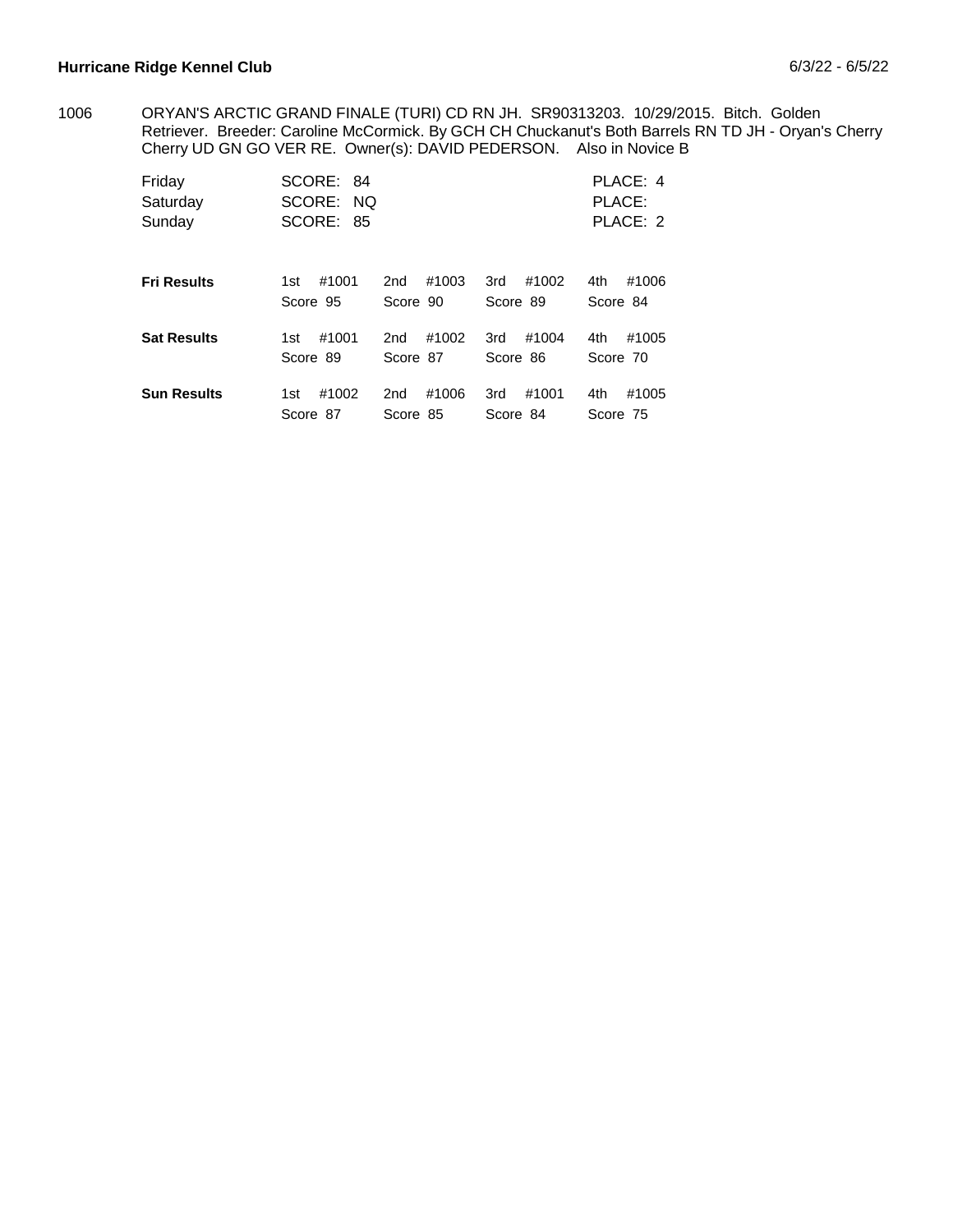**Hurricane Ridge Kennel Club** 6/3/22 - 6/5/22

1006 ORYAN'S ARCTIC GRAND FINALE (TURI) CD RN JH. SR90313203. 10/29/2015. Bitch. Golden Retriever. Breeder: Caroline McCormick. By GCH CH Chuckanut's Both Barrels RN TD JH - Oryan's Cherry Cherry UD GN GO VER RE. Owner(s): DAVID PEDERSON. Also in Novice B

| | | |
|---|---|---|
| Friday | SCORE: 84 | PLACE: 4 |
| Saturday | SCORE: NQ | PLACE: |
| Sunday | SCORE: 85 | PLACE: 2 |

| | 1st | 2nd | 3rd | 4th |
|---|---|---|---|---|
| **Fri Results** | #1001 Score 95 | #1003 Score 90 | #1002 Score 89 | #1006 Score 84 |
| **Sat Results** | #1001 Score 89 | #1002 Score 87 | #1004 Score 86 | #1005 Score 70 |
| **Sun Results** | #1002 Score 87 | #1006 Score 85 | #1001 Score 84 | #1005 Score 75 |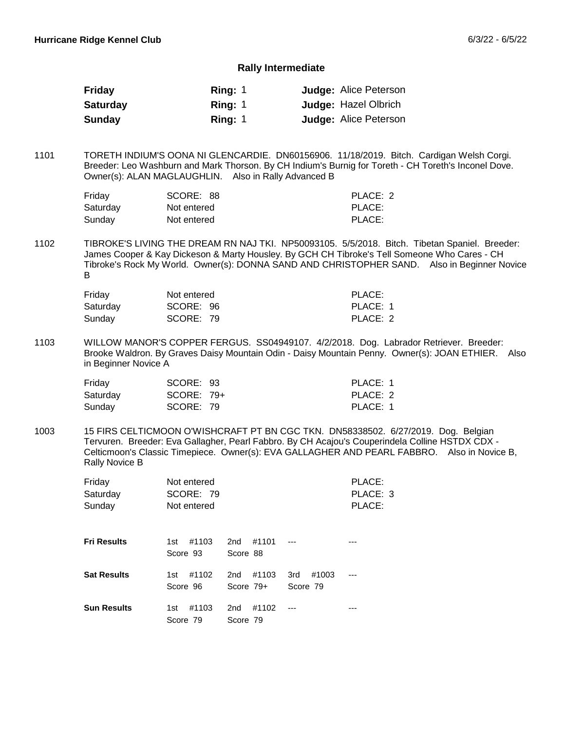**Hurricane Ridge Kennel Club** 6/3/22 - 6/5/22

## Rally Intermediate

| | | |
|---|---|---|
| **Friday** | **Ring:** 1 | **Judge:** Alice Peterson |
| **Saturday** | **Ring:** 1 | **Judge:** Hazel Olbrich |
| **Sunday** | **Ring:** 1 | **Judge:** Alice Peterson |

1101 TORETH INDIUM'S OONA NI GLENCARDIE. DN60156906. 11/18/2019. Bitch. Cardigan Welsh Corgi. Breeder: Leo Washburn and Mark Thorson. By CH Indium's Burnig for Toreth - CH Toreth's Inconel Dove. Owner(s): ALAN MAGLAUGHLIN. Also in Rally Advanced B

| | | |
|---|---|---|
| Friday | SCORE: 88 | PLACE: 2 |
| Saturday | Not entered | PLACE: |
| Sunday | Not entered | PLACE: |

1102 TIBROKE'S LIVING THE DREAM RN NAJ TKI. NP50093105. 5/5/2018. Bitch. Tibetan Spaniel. Breeder: James Cooper & Kay Dickeson & Marty Housley. By GCH CH Tibroke's Tell Someone Who Cares - CH Tibroke's Rock My World. Owner(s): DONNA SAND AND CHRISTOPHER SAND. Also in Beginner Novice B

| | | |
|---|---|---|
| Friday | Not entered | PLACE: |
| Saturday | SCORE: 96 | PLACE: 1 |
| Sunday | SCORE: 79 | PLACE: 2 |

1103 WILLOW MANOR'S COPPER FERGUS. SS04949107. 4/2/2018. Dog. Labrador Retriever. Breeder: Brooke Waldron. By Graves Daisy Mountain Odin - Daisy Mountain Penny. Owner(s): JOAN ETHIER. Also in Beginner Novice A

| | | |
|---|---|---|
| Friday | SCORE: 93 | PLACE: 1 |
| Saturday | SCORE: 79+ | PLACE: 2 |
| Sunday | SCORE: 79 | PLACE: 1 |

1003 15 FIRS CELTICMOON O'WISHCRAFT PT BN CGC TKN. DN58338502. 6/27/2019. Dog. Belgian Tervuren. Breeder: Eva Gallagher, Pearl Fabbro. By CH Acajou's Couperindela Colline HSTDX CDX - Celticmoon's Classic Timepiece. Owner(s): EVA GALLAGHER AND PEARL FABBRO. Also in Novice B, Rally Novice B

| | | |
|---|---|---|
| Friday | Not entered | PLACE: |
| Saturday | SCORE: 79 | PLACE: 3 |
| Sunday | Not entered | PLACE: |

| | | | | |
|---|---|---|---|---|
| **Fri Results** | 1st #1103<br>Score 93 | 2nd #1101<br>Score 88 | --- | --- |
| **Sat Results** | 1st #1102<br>Score 96 | 2nd #1103<br>Score 79+ | 3rd #1003<br>Score 79 | --- |
| **Sun Results** | 1st #1103<br>Score 79 | 2nd #1102<br>Score 79 | --- | --- |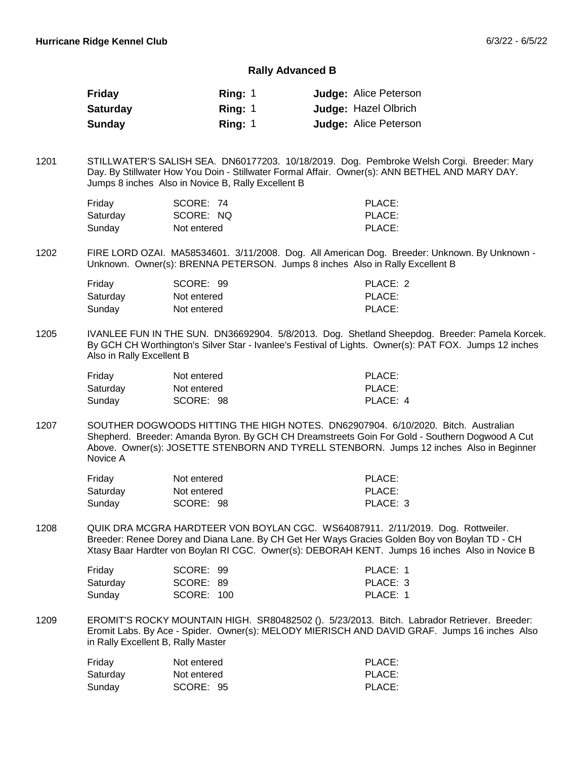## Rally Advanced B

| | | |
|---|---|---|
| **Friday** | **Ring:** 1 | **Judge:** Alice Peterson |
| **Saturday** | **Ring:** 1 | **Judge:** Hazel Olbrich |
| **Sunday** | **Ring:** 1 | **Judge:** Alice Peterson |

1201 STILLWATER'S SALISH SEA. DN60177203. 10/18/2019. Dog. Pembroke Welsh Corgi. Breeder: Mary Day. By Stillwater How You Doin - Stillwater Formal Affair. Owner(s): ANN BETHEL AND MARY DAY. Jumps 8 inches Also in Novice B, Rally Excellent B

| | | |
|---|---|---|
| Friday | SCORE: 74 | PLACE: |
| Saturday | SCORE: NQ | PLACE: |
| Sunday | Not entered | PLACE: |

1202 FIRE LORD OZAI. MA58534601. 3/11/2008. Dog. All American Dog. Breeder: Unknown. By Unknown - Unknown. Owner(s): BRENNA PETERSON. Jumps 8 inches Also in Rally Excellent B

| | | |
|---|---|---|
| Friday | SCORE: 99 | PLACE: 2 |
| Saturday | Not entered | PLACE: |
| Sunday | Not entered | PLACE: |

1205 IVANLEE FUN IN THE SUN. DN36692904. 5/8/2013. Dog. Shetland Sheepdog. Breeder: Pamela Korcek. By GCH CH Worthington's Silver Star - Ivanlee's Festival of Lights. Owner(s): PAT FOX. Jumps 12 inches Also in Rally Excellent B

| | | |
|---|---|---|
| Friday | Not entered | PLACE: |
| Saturday | Not entered | PLACE: |
| Sunday | SCORE: 98 | PLACE: 4 |

1207 SOUTHER DOGWOODS HITTING THE HIGH NOTES. DN62907904. 6/10/2020. Bitch. Australian Shepherd. Breeder: Amanda Byron. By GCH CH Dreamstreets Goin For Gold - Southern Dogwood A Cut Above. Owner(s): JOSETTE STENBORN AND TYRELL STENBORN. Jumps 12 inches Also in Beginner Novice A

| | | |
|---|---|---|
| Friday | Not entered | PLACE: |
| Saturday | Not entered | PLACE: |
| Sunday | SCORE: 98 | PLACE: 3 |

1208 QUIK DRA MCGRA HARDTEER VON BOYLAN CGC. WS64087911. 2/11/2019. Dog. Rottweiler. Breeder: Renee Dorey and Diana Lane. By CH Get Her Ways Gracies Golden Boy von Boylan TD - CH Xtasy Baar Hardter von Boylan RI CGC. Owner(s): DEBORAH KENT. Jumps 16 inches Also in Novice B

| | | |
|---|---|---|
| Friday | SCORE: 99 | PLACE: 1 |
| Saturday | SCORE: 89 | PLACE: 3 |
| Sunday | SCORE: 100 | PLACE: 1 |

1209 EROMIT'S ROCKY MOUNTAIN HIGH. SR80482502 (). 5/23/2013. Bitch. Labrador Retriever. Breeder: Eromit Labs. By Ace - Spider. Owner(s): MELODY MIERISCH AND DAVID GRAF. Jumps 16 inches Also in Rally Excellent B, Rally Master

| | | |
|---|---|---|
| Friday | Not entered | PLACE: |
| Saturday | Not entered | PLACE: |
| Sunday | SCORE: 95 | PLACE: |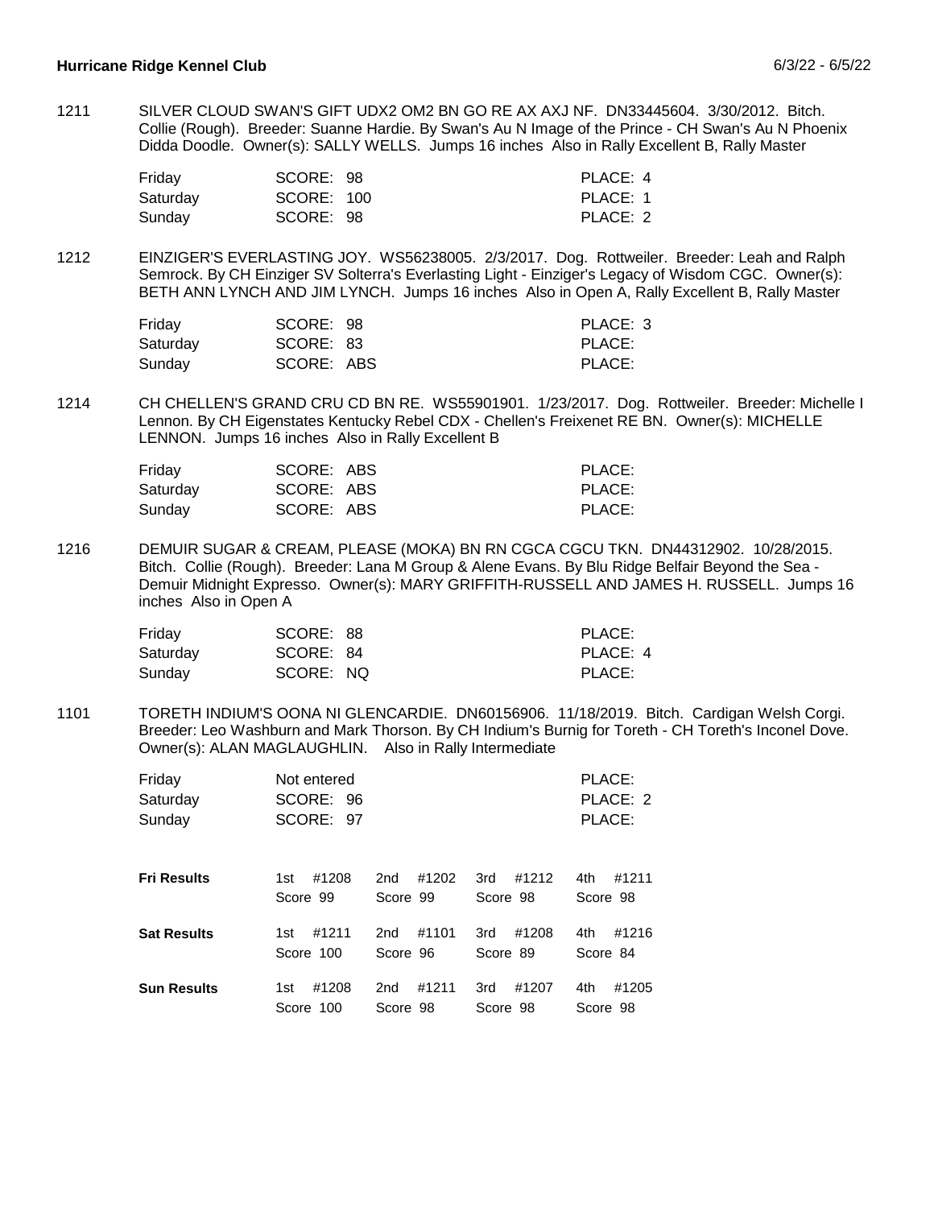1211 SILVER CLOUD SWAN'S GIFT UDX2 OM2 BN GO RE AX AXJ NF. DN33445604. 3/30/2012. Bitch. Collie (Rough). Breeder: Suanne Hardie. By Swan's Au N Image of the Prince - CH Swan's Au N Phoenix Didda Doodle. Owner(s): SALLY WELLS. Jumps 16 inches Also in Rally Excellent B, Rally Master

| | | |
|---|---|---|
| Friday | SCORE: 98 | PLACE: 4 |
| Saturday | SCORE: 100 | PLACE: 1 |
| Sunday | SCORE: 98 | PLACE: 2 |

1212 EINZIGER'S EVERLASTING JOY. WS56238005. 2/3/2017. Dog. Rottweiler. Breeder: Leah and Ralph Semrock. By CH Einziger SV Solterra's Everlasting Light - Einziger's Legacy of Wisdom CGC. Owner(s): BETH ANN LYNCH AND JIM LYNCH. Jumps 16 inches Also in Open A, Rally Excellent B, Rally Master

| | | |
|---|---|---|
| Friday | SCORE: 98 | PLACE: 3 |
| Saturday | SCORE: 83 | PLACE: |
| Sunday | SCORE: ABS | PLACE: |

1214 CH CHELLEN'S GRAND CRU CD BN RE. WS55901901. 1/23/2017. Dog. Rottweiler. Breeder: Michelle I Lennon. By CH Eigenstates Kentucky Rebel CDX - Chellen's Freixenet RE BN. Owner(s): MICHELLE LENNON. Jumps 16 inches Also in Rally Excellent B

| | | |
|---|---|---|
| Friday | SCORE: ABS | PLACE: |
| Saturday | SCORE: ABS | PLACE: |
| Sunday | SCORE: ABS | PLACE: |

1216 DEMUIR SUGAR & CREAM, PLEASE (MOKA) BN RN CGCA CGCU TKN. DN44312902. 10/28/2015. Bitch. Collie (Rough). Breeder: Lana M Group & Alene Evans. By Blu Ridge Belfair Beyond the Sea - Demuir Midnight Expresso. Owner(s): MARY GRIFFITH-RUSSELL AND JAMES H. RUSSELL. Jumps 16 inches Also in Open A

| | | |
|---|---|---|
| Friday | SCORE: 88 | PLACE: |
| Saturday | SCORE: 84 | PLACE: 4 |
| Sunday | SCORE: NQ | PLACE: |

1101 TORETH INDIUM'S OONA NI GLENCARDIE. DN60156906. 11/18/2019. Bitch. Cardigan Welsh Corgi. Breeder: Leo Washburn and Mark Thorson. By CH Indium's Burnig for Toreth - CH Toreth's Inconel Dove. Owner(s): ALAN MAGLAUGHLIN. Also in Rally Intermediate

| | | |
|---|---|---|
| Friday | Not entered | PLACE: |
| Saturday | SCORE: 96 | PLACE: 2 |
| Sunday | SCORE: 97 | PLACE: |

| | | | | |
|---|---|---|---|---|
| **Fri Results** | 1st #1208<br>Score 99 | 2nd #1202<br>Score 99 | 3rd #1212<br>Score 98 | 4th #1211<br>Score 98 |
| **Sat Results** | 1st #1211<br>Score 100 | 2nd #1101<br>Score 96 | 3rd #1208<br>Score 89 | 4th #1216<br>Score 84 |
| **Sun Results** | 1st #1208<br>Score 100 | 2nd #1211<br>Score 98 | 3rd #1207<br>Score 98 | 4th #1205<br>Score 98 |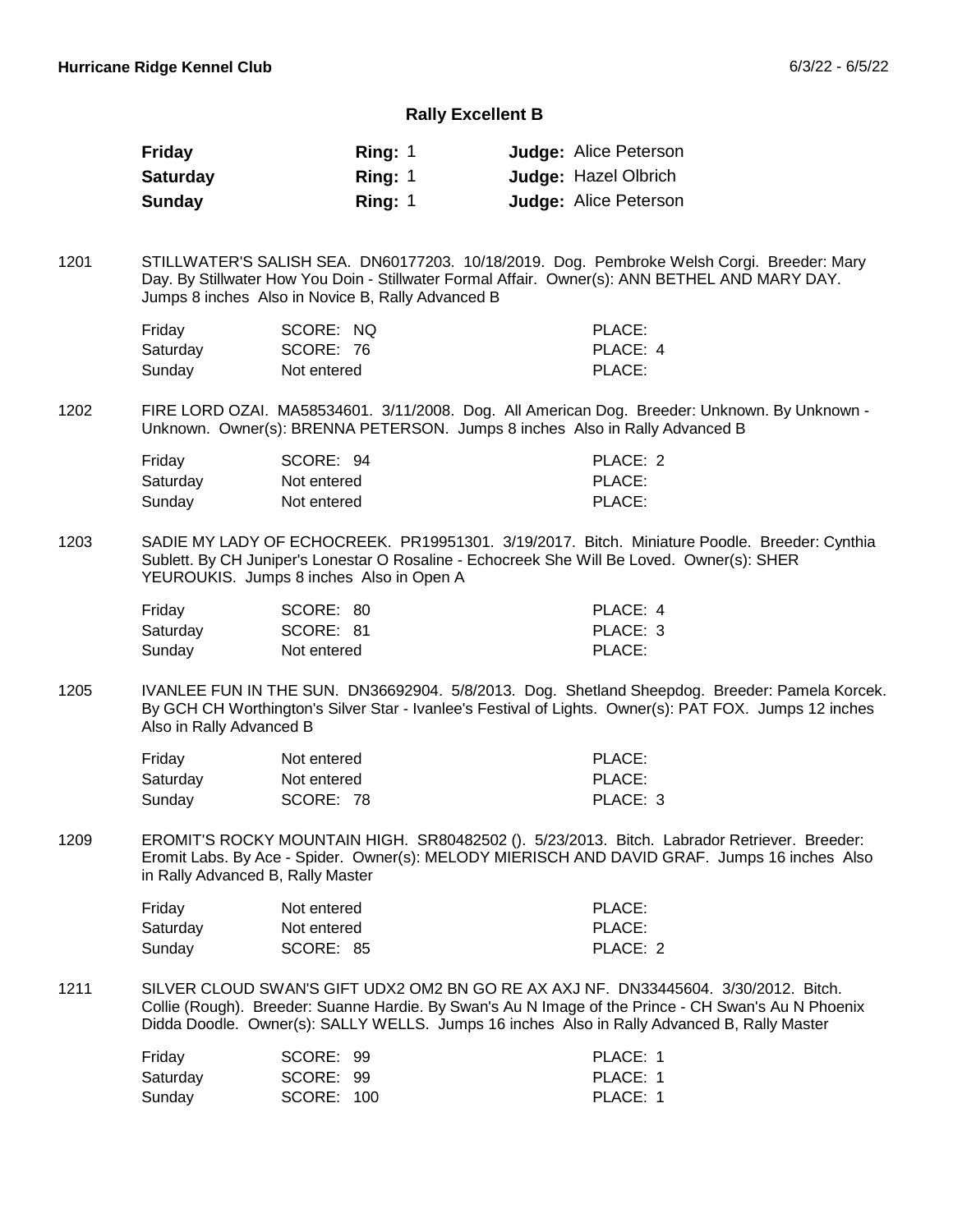## Rally Excellent B

| | | |
|---|---|---|
| **Friday** | **Ring:** 1 | **Judge:** Alice Peterson |
| **Saturday** | **Ring:** 1 | **Judge:** Hazel Olbrich |
| **Sunday** | **Ring:** 1 | **Judge:** Alice Peterson |

1201 STILLWATER'S SALISH SEA. DN60177203. 10/18/2019. Dog. Pembroke Welsh Corgi. Breeder: Mary Day. By Stillwater How You Doin - Stillwater Formal Affair. Owner(s): ANN BETHEL AND MARY DAY. Jumps 8 inches Also in Novice B, Rally Advanced B

| | | |
|---|---|---|
| Friday | SCORE: NQ | PLACE: |
| Saturday | SCORE: 76 | PLACE: 4 |
| Sunday | Not entered | PLACE: |

1202 FIRE LORD OZAI. MA58534601. 3/11/2008. Dog. All American Dog. Breeder: Unknown. By Unknown - Unknown. Owner(s): BRENNA PETERSON. Jumps 8 inches Also in Rally Advanced B

| | | |
|---|---|---|
| Friday | SCORE: 94 | PLACE: 2 |
| Saturday | Not entered | PLACE: |
| Sunday | Not entered | PLACE: |

1203 SADIE MY LADY OF ECHOCREEK. PR19951301. 3/19/2017. Bitch. Miniature Poodle. Breeder: Cynthia Sublett. By CH Juniper's Lonestar O Rosaline - Echocreek She Will Be Loved. Owner(s): SHER YEUROUKIS. Jumps 8 inches Also in Open A

| | | |
|---|---|---|
| Friday | SCORE: 80 | PLACE: 4 |
| Saturday | SCORE: 81 | PLACE: 3 |
| Sunday | Not entered | PLACE: |

1205 IVANLEE FUN IN THE SUN. DN36692904. 5/8/2013. Dog. Shetland Sheepdog. Breeder: Pamela Korcek. By GCH CH Worthington's Silver Star - Ivanlee's Festival of Lights. Owner(s): PAT FOX. Jumps 12 inches Also in Rally Advanced B

| | | |
|---|---|---|
| Friday | Not entered | PLACE: |
| Saturday | Not entered | PLACE: |
| Sunday | SCORE: 78 | PLACE: 3 |

1209 EROMIT'S ROCKY MOUNTAIN HIGH. SR80482502 (). 5/23/2013. Bitch. Labrador Retriever. Breeder: Eromit Labs. By Ace - Spider. Owner(s): MELODY MIERISCH AND DAVID GRAF. Jumps 16 inches Also in Rally Advanced B, Rally Master

| | | |
|---|---|---|
| Friday | Not entered | PLACE: |
| Saturday | Not entered | PLACE: |
| Sunday | SCORE: 85 | PLACE: 2 |

1211 SILVER CLOUD SWAN'S GIFT UDX2 OM2 BN GO RE AX AXJ NF. DN33445604. 3/30/2012. Bitch. Collie (Rough). Breeder: Suanne Hardie. By Swan's Au N Image of the Prince - CH Swan's Au N Phoenix Didda Doodle. Owner(s): SALLY WELLS. Jumps 16 inches Also in Rally Advanced B, Rally Master

| | | |
|---|---|---|
| Friday | SCORE: 99 | PLACE: 1 |
| Saturday | SCORE: 99 | PLACE: 1 |
| Sunday | SCORE: 100 | PLACE: 1 |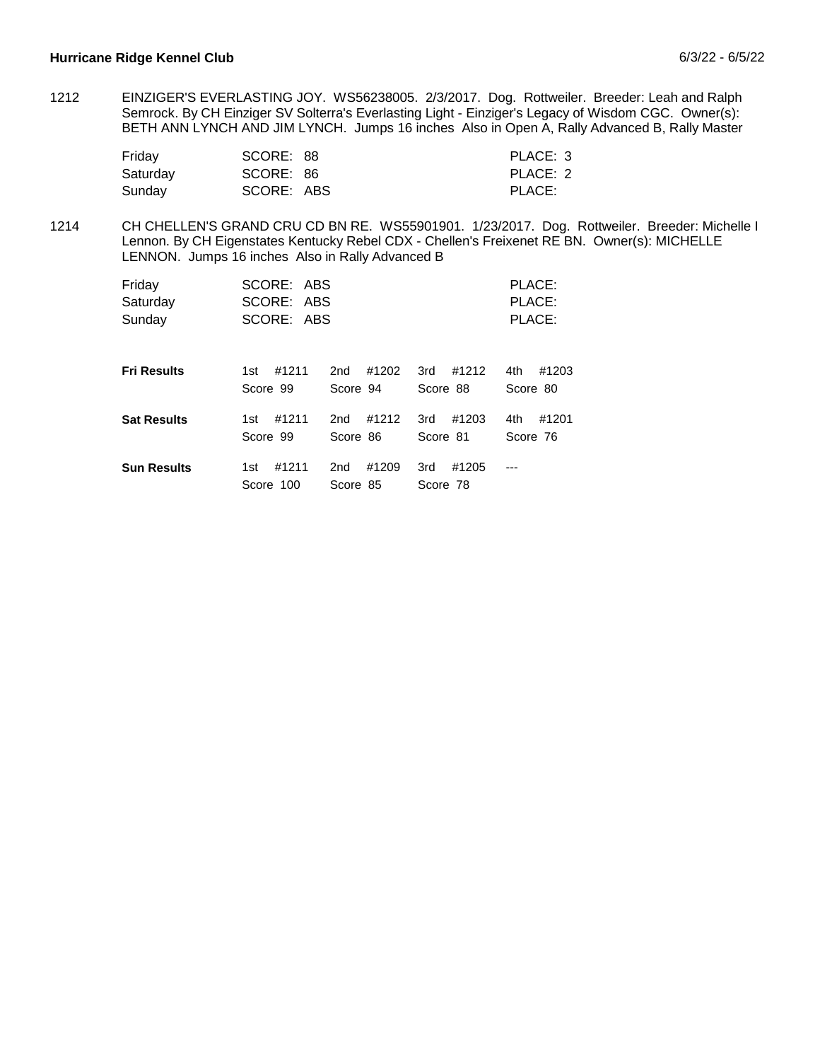1212 EINZIGER'S EVERLASTING JOY. WS56238005. 2/3/2017. Dog. Rottweiler. Breeder: Leah and Ralph Semrock. By CH Einziger SV Solterra's Everlasting Light - Einziger's Legacy of Wisdom CGC. Owner(s): BETH ANN LYNCH AND JIM LYNCH. Jumps 16 inches Also in Open A, Rally Advanced B, Rally Master

| | | |
|---|---|---|
| Friday | SCORE: 88 | PLACE: 3 |
| Saturday | SCORE: 86 | PLACE: 2 |
| Sunday | SCORE: ABS | PLACE: |

1214 CH CHELLEN'S GRAND CRU CD BN RE. WS55901901. 1/23/2017. Dog. Rottweiler. Breeder: Michelle I Lennon. By CH Eigenstates Kentucky Rebel CDX - Chellen's Freixenet RE BN. Owner(s): MICHELLE LENNON. Jumps 16 inches Also in Rally Advanced B

| | | |
|---|---|---|
| Friday | SCORE: ABS | PLACE: |
| Saturday | SCORE: ABS | PLACE: |
| Sunday | SCORE: ABS | PLACE: |

| | | | | |
|---|---|---|---|---|
| **Fri Results** | 1st #1211<br>Score 99 | 2nd #1202<br>Score 94 | 3rd #1212<br>Score 88 | 4th #1203<br>Score 80 |
| **Sat Results** | 1st #1211<br>Score 99 | 2nd #1212<br>Score 86 | 3rd #1203<br>Score 81 | 4th #1201<br>Score 76 |
| **Sun Results** | 1st #1211<br>Score 100 | 2nd #1209<br>Score 85 | 3rd #1205<br>Score 78 | --- |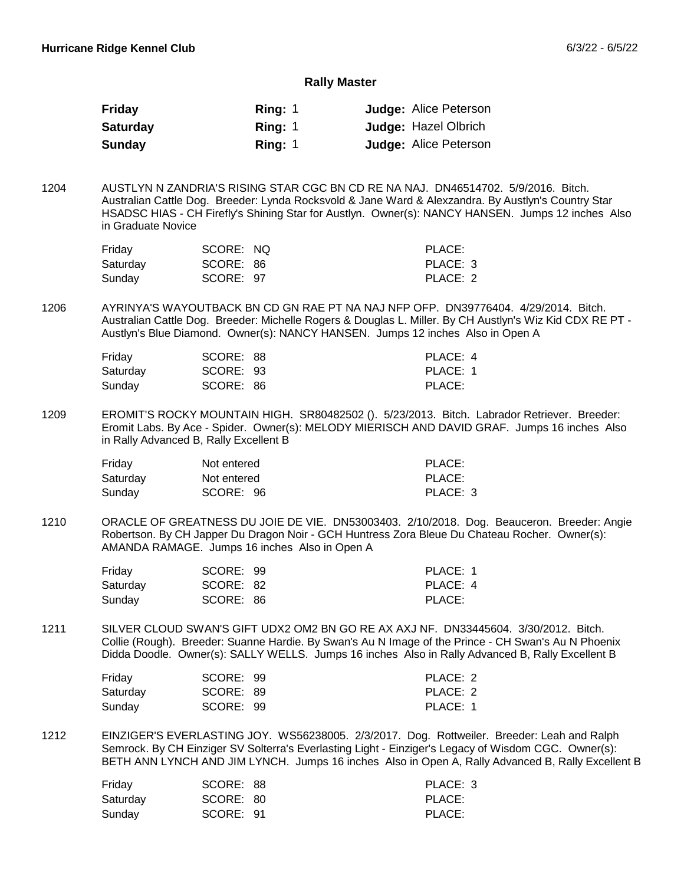**Hurricane Ridge Kennel Club** 6/3/22 - 6/5/22

## Rally Master

| Day | Ring | Judge |
|---|---|---|
| **Friday** | **Ring:** 1 | **Judge:** Alice Peterson |
| **Saturday** | **Ring:** 1 | **Judge:** Hazel Olbrich |
| **Sunday** | **Ring:** 1 | **Judge:** Alice Peterson |

1204 AUSTLYN N ZANDRIA'S RISING STAR CGC BN CD RE NA NAJ. DN46514702. 5/9/2016. Bitch. Australian Cattle Dog. Breeder: Lynda Rocksvold & Jane Ward & Alexzandra. By Austlyn's Country Star HSADSC HIAS - CH Firefly's Shining Star for Austlyn. Owner(s): NANCY HANSEN. Jumps 12 inches Also in Graduate Novice

| Day | Score | Place |
|---|---|---|
| Friday | SCORE: NQ | PLACE: |
| Saturday | SCORE: 86 | PLACE: 3 |
| Sunday | SCORE: 97 | PLACE: 2 |

1206 AYRINYA'S WAYOUTBACK BN CD GN RAE PT NA NAJ NFP OFP. DN39776404. 4/29/2014. Bitch. Australian Cattle Dog. Breeder: Michelle Rogers & Douglas L. Miller. By CH Austlyn's Wiz Kid CDX RE PT - Austlyn's Blue Diamond. Owner(s): NANCY HANSEN. Jumps 12 inches Also in Open A

| Day | Score | Place |
|---|---|---|
| Friday | SCORE: 88 | PLACE: 4 |
| Saturday | SCORE: 93 | PLACE: 1 |
| Sunday | SCORE: 86 | PLACE: |

1209 EROMIT'S ROCKY MOUNTAIN HIGH. SR80482502 (). 5/23/2013. Bitch. Labrador Retriever. Breeder: Eromit Labs. By Ace - Spider. Owner(s): MELODY MIERISCH AND DAVID GRAF. Jumps 16 inches Also in Rally Advanced B, Rally Excellent B

| Day | Score | Place |
|---|---|---|
| Friday | Not entered | PLACE: |
| Saturday | Not entered | PLACE: |
| Sunday | SCORE: 96 | PLACE: 3 |

1210 ORACLE OF GREATNESS DU JOIE DE VIE. DN53003403. 2/10/2018. Dog. Beauceron. Breeder: Angie Robertson. By CH Japper Du Dragon Noir - GCH Huntress Zora Bleue Du Chateau Rocher. Owner(s): AMANDA RAMAGE. Jumps 16 inches Also in Open A

| Day | Score | Place |
|---|---|---|
| Friday | SCORE: 99 | PLACE: 1 |
| Saturday | SCORE: 82 | PLACE: 4 |
| Sunday | SCORE: 86 | PLACE: |

1211 SILVER CLOUD SWAN'S GIFT UDX2 OM2 BN GO RE AX AXJ NF. DN33445604. 3/30/2012. Bitch. Collie (Rough). Breeder: Suanne Hardie. By Swan's Au N Image of the Prince - CH Swan's Au N Phoenix Didda Doodle. Owner(s): SALLY WELLS. Jumps 16 inches Also in Rally Advanced B, Rally Excellent B

| Day | Score | Place |
|---|---|---|
| Friday | SCORE: 99 | PLACE: 2 |
| Saturday | SCORE: 89 | PLACE: 2 |
| Sunday | SCORE: 99 | PLACE: 1 |

1212 EINZIGER'S EVERLASTING JOY. WS56238005. 2/3/2017. Dog. Rottweiler. Breeder: Leah and Ralph Semrock. By CH Einziger SV Solterra's Everlasting Light - Einziger's Legacy of Wisdom CGC. Owner(s): BETH ANN LYNCH AND JIM LYNCH. Jumps 16 inches Also in Open A, Rally Advanced B, Rally Excellent B

| Day | Score | Place |
|---|---|---|
| Friday | SCORE: 88 | PLACE: 3 |
| Saturday | SCORE: 80 | PLACE: |
| Sunday | SCORE: 91 | PLACE: |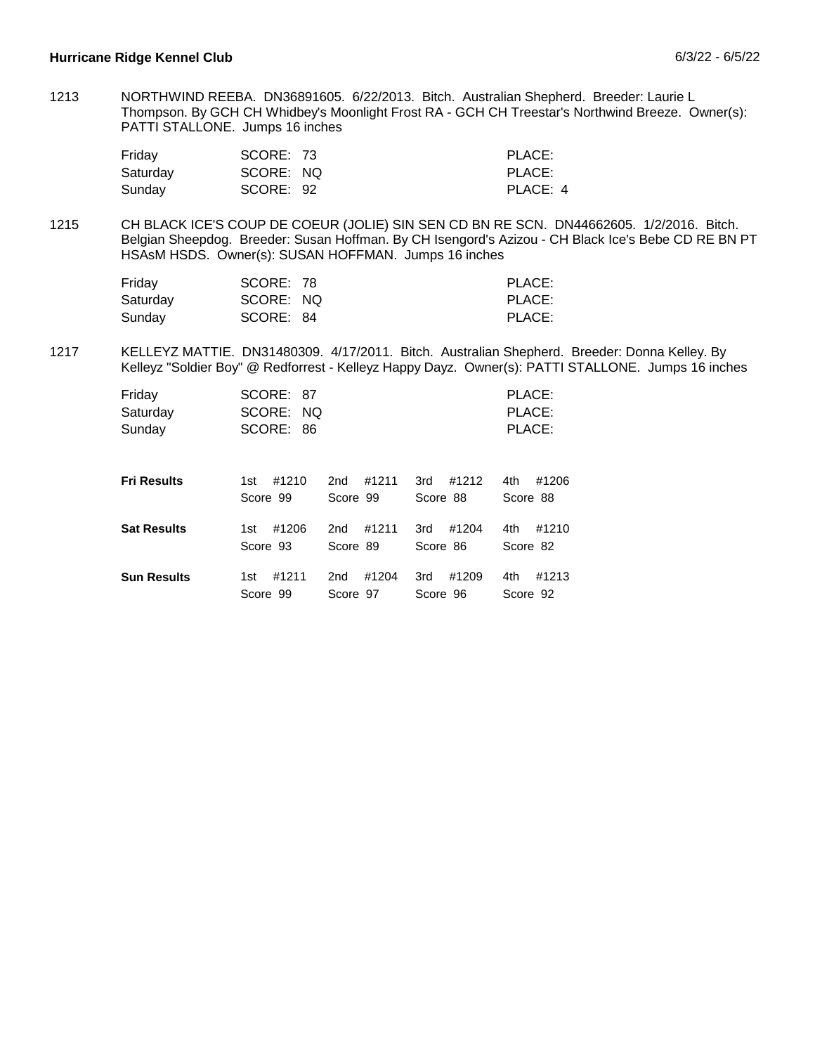1213 NORTHWIND REEBA. DN36891605. 6/22/2013. Bitch. Australian Shepherd. Breeder: Laurie L Thompson. By GCH CH Whidbey's Moonlight Frost RA - GCH CH Treestar's Northwind Breeze. Owner(s): PATTI STALLONE. Jumps 16 inches

| | | |
|---|---|---|
| Friday | SCORE: 73 | PLACE: |
| Saturday | SCORE: NQ | PLACE: |
| Sunday | SCORE: 92 | PLACE: 4 |

1215 CH BLACK ICE'S COUP DE COEUR (JOLIE) SIN SEN CD BN RE SCN. DN44662605. 1/2/2016. Bitch. Belgian Sheepdog. Breeder: Susan Hoffman. By CH Isengord's Azizou - CH Black Ice's Bebe CD RE BN PT HSAsM HSDS. Owner(s): SUSAN HOFFMAN. Jumps 16 inches

| | | |
|---|---|---|
| Friday | SCORE: 78 | PLACE: |
| Saturday | SCORE: NQ | PLACE: |
| Sunday | SCORE: 84 | PLACE: |

1217 KELLEYZ MATTIE. DN31480309. 4/17/2011. Bitch. Australian Shepherd. Breeder: Donna Kelley. By Kelleyz "Soldier Boy" @ Redforrest - Kelleyz Happy Dayz. Owner(s): PATTI STALLONE. Jumps 16 inches

| | | |
|---|---|---|
| Friday | SCORE: 87 | PLACE: |
| Saturday | SCORE: NQ | PLACE: |
| Sunday | SCORE: 86 | PLACE: |

| | | | | |
|---|---|---|---|---|
| **Fri Results** | 1st #1210 Score 99 | 2nd #1211 Score 99 | 3rd #1212 Score 88 | 4th #1206 Score 88 |
| **Sat Results** | 1st #1206 Score 93 | 2nd #1211 Score 89 | 3rd #1204 Score 86 | 4th #1210 Score 82 |
| **Sun Results** | 1st #1211 Score 99 | 2nd #1204 Score 97 | 3rd #1209 Score 96 | 4th #1213 Score 92 |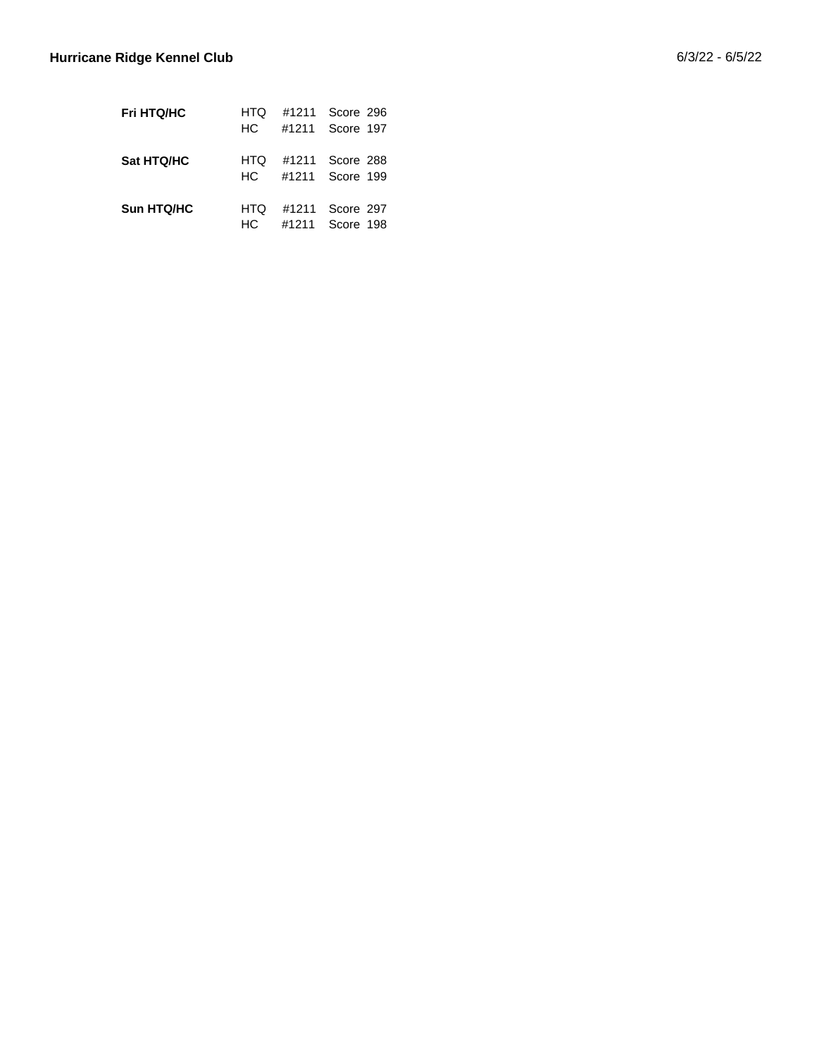**Hurricane Ridge Kennel Club** 6/3/22 - 6/5/22

| | | | |
|---|---|---|---|
| **Fri HTQ/HC** | HTQ | #1211 | Score 296 |
| | HC | #1211 | Score 197 |
| **Sat HTQ/HC** | HTQ | #1211 | Score 288 |
| | HC | #1211 | Score 199 |
| **Sun HTQ/HC** | HTQ | #1211 | Score 297 |
| | HC | #1211 | Score 198 |